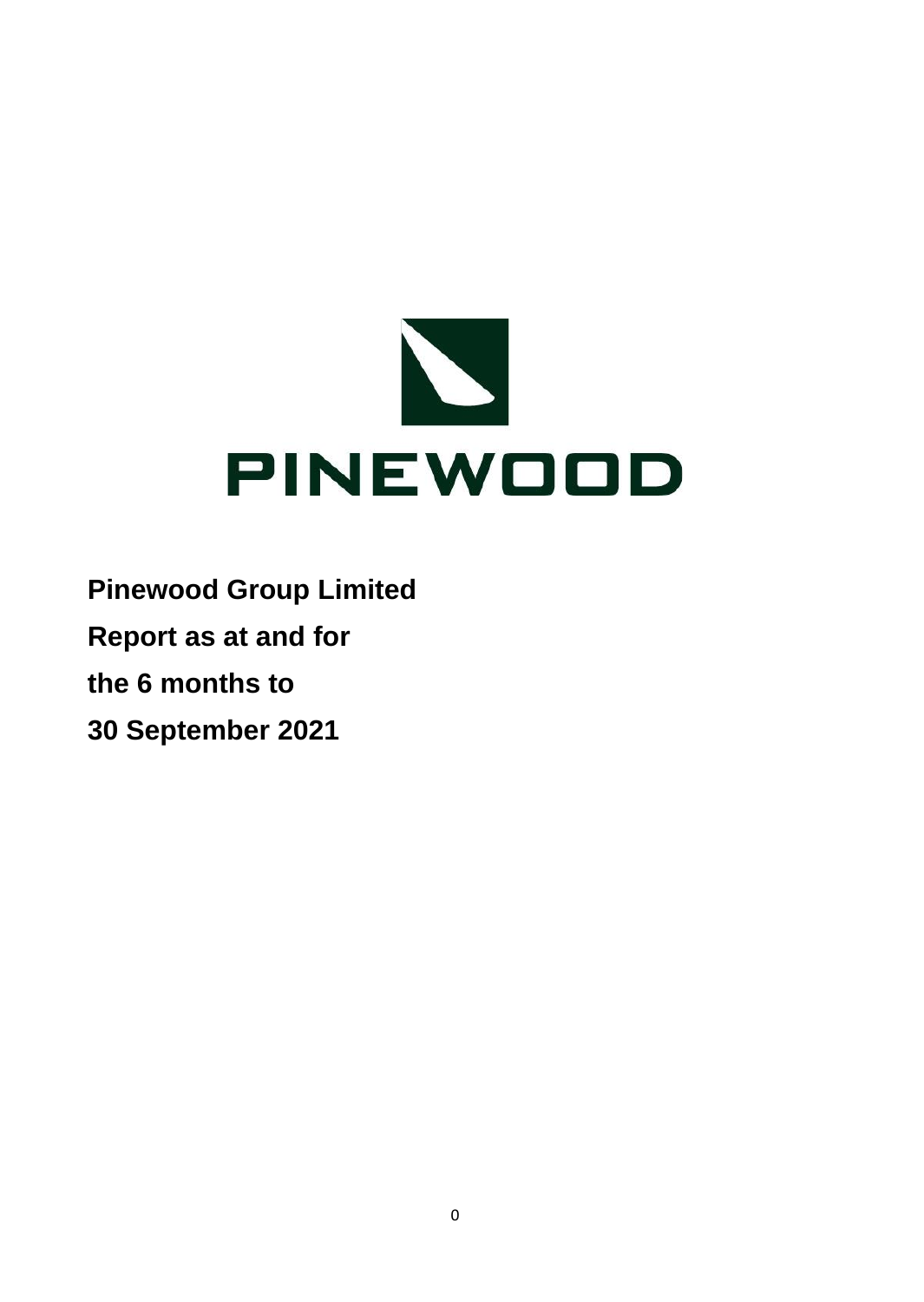PINEWOOD

**Pinewood Group Limited**

**Report as at and for**

**the 6 months to**

**30 September 2021**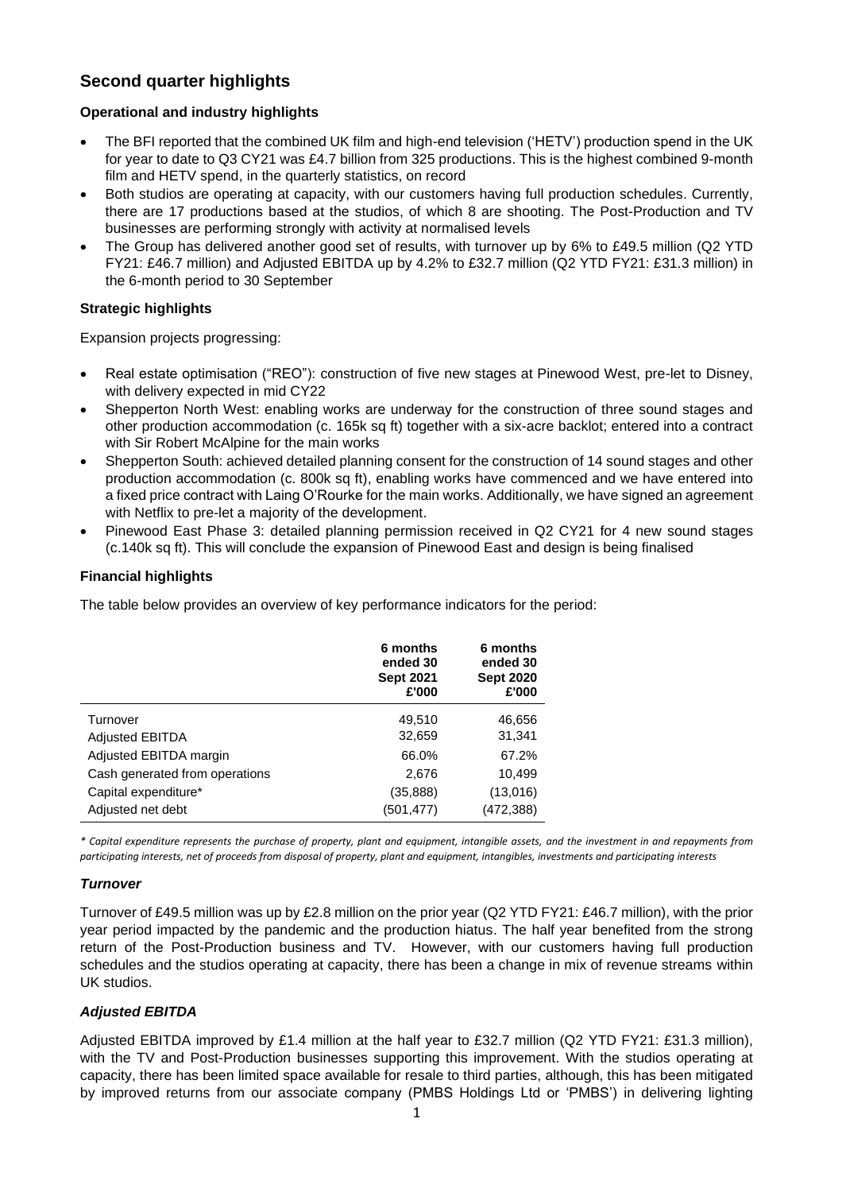## Second quarter highlights

### Operational and industry highlights

- The BFI reported that the combined UK film and high-end television ('HETV') production spend in the UK for year to date to Q3 CY21 was £4.7 billion from 325 productions. This is the highest combined 9-month film and HETV spend, in the quarterly statistics, on record
- Both studios are operating at capacity, with our customers having full production schedules. Currently, there are 17 productions based at the studios, of which 8 are shooting. The Post-Production and TV businesses are performing strongly with activity at normalised levels
- The Group has delivered another good set of results, with turnover up by 6% to £49.5 million (Q2 YTD FY21: £46.7 million) and Adjusted EBITDA up by 4.2% to £32.7 million (Q2 YTD FY21: £31.3 million) in the 6-month period to 30 September

### Strategic highlights

Expansion projects progressing:

- Real estate optimisation ("REO"): construction of five new stages at Pinewood West, pre-let to Disney, with delivery expected in mid CY22
- Shepperton North West: enabling works are underway for the construction of three sound stages and other production accommodation (c. 165k sq ft) together with a six-acre backlot; entered into a contract with Sir Robert McAlpine for the main works
- Shepperton South: achieved detailed planning consent for the construction of 14 sound stages and other production accommodation (c. 800k sq ft), enabling works have commenced and we have entered into a fixed price contract with Laing O'Rourke for the main works. Additionally, we have signed an agreement with Netflix to pre-let a majority of the development.
- Pinewood East Phase 3: detailed planning permission received in Q2 CY21 for 4 new sound stages (c.140k sq ft). This will conclude the expansion of Pinewood East and design is being finalised

### Financial highlights

The table below provides an overview of key performance indicators for the period:

| | 6 months ended 30 Sept 2021 £'000 | 6 months ended 30 Sept 2020 £'000 |
|---|---|---|
| Turnover | 49,510 | 46,656 |
| Adjusted EBITDA | 32,659 | 31,341 |
| Adjusted EBITDA margin | 66.0% | 67.2% |
| Cash generated from operations | 2,676 | 10,499 |
| Capital expenditure* | (35,888) | (13,016) |
| Adjusted net debt | (501,477) | (472,388) |

*\* Capital expenditure represents the purchase of property, plant and equipment, intangible assets, and the investment in and repayments from participating interests, net of proceeds from disposal of property, plant and equipment, intangibles, investments and participating interests*

#### *Turnover*

Turnover of £49.5 million was up by £2.8 million on the prior year (Q2 YTD FY21: £46.7 million), with the prior year period impacted by the pandemic and the production hiatus. The half year benefited from the strong return of the Post-Production business and TV. However, with our customers having full production schedules and the studios operating at capacity, there has been a change in mix of revenue streams within UK studios.

#### *Adjusted EBITDA*

Adjusted EBITDA improved by £1.4 million at the half year to £32.7 million (Q2 YTD FY21: £31.3 million), with the TV and Post-Production businesses supporting this improvement. With the studios operating at capacity, there has been limited space available for resale to third parties, although, this has been mitigated by improved returns from our associate company (PMBS Holdings Ltd or 'PMBS') in delivering lighting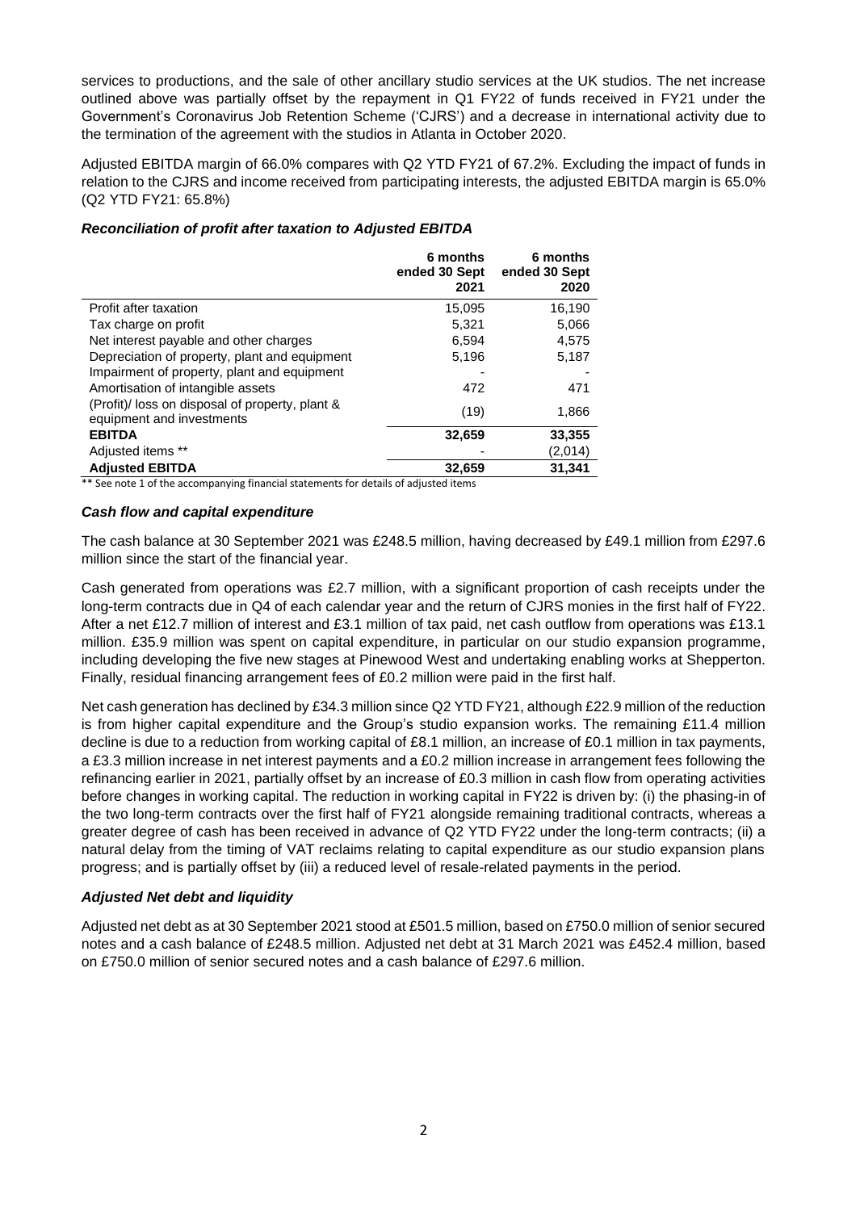services to productions, and the sale of other ancillary studio services at the UK studios. The net increase outlined above was partially offset by the repayment in Q1 FY22 of funds received in FY21 under the Government's Coronavirus Job Retention Scheme ('CJRS') and a decrease in international activity due to the termination of the agreement with the studios in Atlanta in October 2020.

Adjusted EBITDA margin of 66.0% compares with Q2 YTD FY21 of 67.2%. Excluding the impact of funds in relation to the CJRS and income received from participating interests, the adjusted EBITDA margin is 65.0% (Q2 YTD FY21: 65.8%)

### *Reconciliation of profit after taxation to Adjusted EBITDA*

| | 6 months ended 30 Sept 2021 | 6 months ended 30 Sept 2020 |
|---|---|---|
| Profit after taxation | 15,095 | 16,190 |
| Tax charge on profit | 5,321 | 5,066 |
| Net interest payable and other charges | 6,594 | 4,575 |
| Depreciation of property, plant and equipment | 5,196 | 5,187 |
| Impairment of property, plant and equipment | - | - |
| Amortisation of intangible assets | 472 | 471 |
| (Profit)/ loss on disposal of property, plant & equipment and investments | (19) | 1,866 |
| **EBITDA** | **32,659** | **33,355** |
| Adjusted items ** | - | (2,014) |
| **Adjusted EBITDA** | **32,659** | **31,341** |

** See note 1 of the accompanying financial statements for details of adjusted items

### *Cash flow and capital expenditure*

The cash balance at 30 September 2021 was £248.5 million, having decreased by £49.1 million from £297.6 million since the start of the financial year.

Cash generated from operations was £2.7 million, with a significant proportion of cash receipts under the long-term contracts due in Q4 of each calendar year and the return of CJRS monies in the first half of FY22. After a net £12.7 million of interest and £3.1 million of tax paid, net cash outflow from operations was £13.1 million. £35.9 million was spent on capital expenditure, in particular on our studio expansion programme, including developing the five new stages at Pinewood West and undertaking enabling works at Shepperton. Finally, residual financing arrangement fees of £0.2 million were paid in the first half.

Net cash generation has declined by £34.3 million since Q2 YTD FY21, although £22.9 million of the reduction is from higher capital expenditure and the Group's studio expansion works. The remaining £11.4 million decline is due to a reduction from working capital of £8.1 million, an increase of £0.1 million in tax payments, a £3.3 million increase in net interest payments and a £0.2 million increase in arrangement fees following the refinancing earlier in 2021, partially offset by an increase of £0.3 million in cash flow from operating activities before changes in working capital. The reduction in working capital in FY22 is driven by: (i) the phasing-in of the two long-term contracts over the first half of FY21 alongside remaining traditional contracts, whereas a greater degree of cash has been received in advance of Q2 YTD FY22 under the long-term contracts; (ii) a natural delay from the timing of VAT reclaims relating to capital expenditure as our studio expansion plans progress; and is partially offset by (iii) a reduced level of resale-related payments in the period.

### *Adjusted Net debt and liquidity*

Adjusted net debt as at 30 September 2021 stood at £501.5 million, based on £750.0 million of senior secured notes and a cash balance of £248.5 million. Adjusted net debt at 31 March 2021 was £452.4 million, based on £750.0 million of senior secured notes and a cash balance of £297.6 million.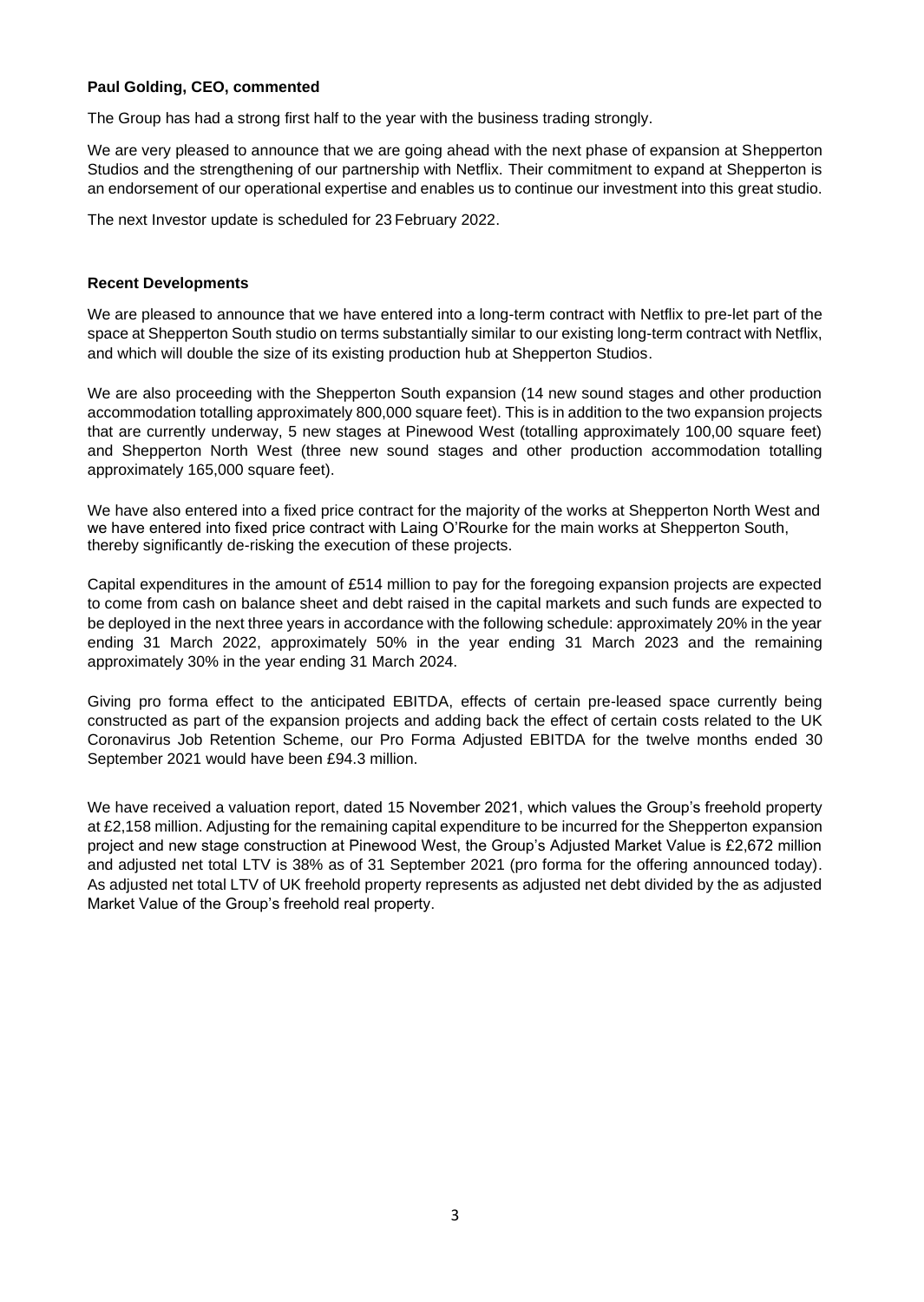**Paul Golding, CEO, commented**

The Group has had a strong first half to the year with the business trading strongly.

We are very pleased to announce that we are going ahead with the next phase of expansion at Shepperton Studios and the strengthening of our partnership with Netflix. Their commitment to expand at Shepperton is an endorsement of our operational expertise and enables us to continue our investment into this great studio.

The next Investor update is scheduled for 23 February 2022.

**Recent Developments**

We are pleased to announce that we have entered into a long-term contract with Netflix to pre-let part of the space at Shepperton South studio on terms substantially similar to our existing long-term contract with Netflix, and which will double the size of its existing production hub at Shepperton Studios.

We are also proceeding with the Shepperton South expansion (14 new sound stages and other production accommodation totalling approximately 800,000 square feet). This is in addition to the two expansion projects that are currently underway, 5 new stages at Pinewood West (totalling approximately 100,00 square feet) and Shepperton North West (three new sound stages and other production accommodation totalling approximately 165,000 square feet).

We have also entered into a fixed price contract for the majority of the works at Shepperton North West and we have entered into fixed price contract with Laing O'Rourke for the main works at Shepperton South, thereby significantly de-risking the execution of these projects.

Capital expenditures in the amount of £514 million to pay for the foregoing expansion projects are expected to come from cash on balance sheet and debt raised in the capital markets and such funds are expected to be deployed in the next three years in accordance with the following schedule: approximately 20% in the year ending 31 March 2022, approximately 50% in the year ending 31 March 2023 and the remaining approximately 30% in the year ending 31 March 2024.

Giving pro forma effect to the anticipated EBITDA, effects of certain pre-leased space currently being constructed as part of the expansion projects and adding back the effect of certain costs related to the UK Coronavirus Job Retention Scheme, our Pro Forma Adjusted EBITDA for the twelve months ended 30 September 2021 would have been £94.3 million.

We have received a valuation report, dated 15 November 2021, which values the Group's freehold property at £2,158 million. Adjusting for the remaining capital expenditure to be incurred for the Shepperton expansion project and new stage construction at Pinewood West, the Group's Adjusted Market Value is £2,672 million and adjusted net total LTV is 38% as of 31 September 2021 (pro forma for the offering announced today). As adjusted net total LTV of UK freehold property represents as adjusted net debt divided by the as adjusted Market Value of the Group's freehold real property.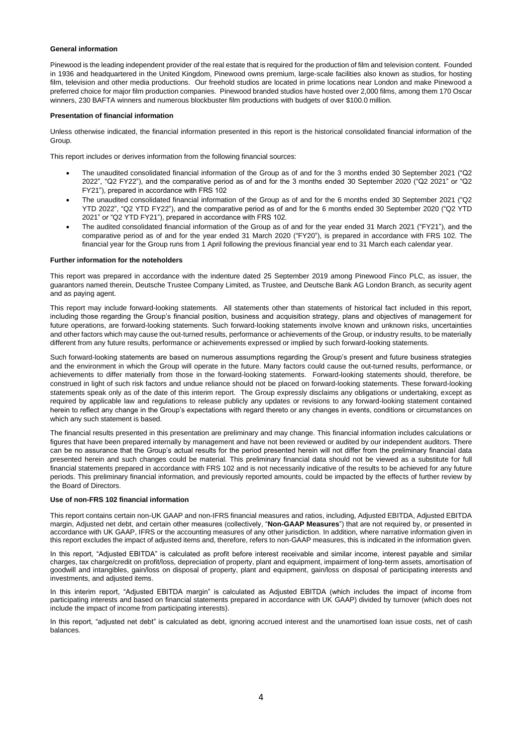**General information**

Pinewood is the leading independent provider of the real estate that is required for the production of film and television content. Founded in 1936 and headquartered in the United Kingdom, Pinewood owns premium, large-scale facilities also known as studios, for hosting film, television and other media productions. Our freehold studios are located in prime locations near London and make Pinewood a preferred choice for major film production companies. Pinewood branded studios have hosted over 2,000 films, among them 170 Oscar winners, 230 BAFTA winners and numerous blockbuster film productions with budgets of over $100.0 million.

**Presentation of financial information**

Unless otherwise indicated, the financial information presented in this report is the historical consolidated financial information of the Group.

This report includes or derives information from the following financial sources:

- The unaudited consolidated financial information of the Group as of and for the 3 months ended 30 September 2021 ("Q2 2022", "Q2 FY22"), and the comparative period as of and for the 3 months ended 30 September 2020 ("Q2 2021" or "Q2 FY21"), prepared in accordance with FRS 102
- The unaudited consolidated financial information of the Group as of and for the 6 months ended 30 September 2021 ("Q2 YTD 2022", "Q2 YTD FY22"), and the comparative period as of and for the 6 months ended 30 September 2020 ("Q2 YTD 2021" or "Q2 YTD FY21"), prepared in accordance with FRS 102.
- The audited consolidated financial information of the Group as of and for the year ended 31 March 2021 ("FY21"), and the comparative period as of and for the year ended 31 March 2020 ("FY20"), is prepared in accordance with FRS 102. The financial year for the Group runs from 1 April following the previous financial year end to 31 March each calendar year.

**Further information for the noteholders**

This report was prepared in accordance with the indenture dated 25 September 2019 among Pinewood Finco PLC, as issuer, the guarantors named therein, Deutsche Trustee Company Limited, as Trustee, and Deutsche Bank AG London Branch, as security agent and as paying agent.

This report may include forward-looking statements. All statements other than statements of historical fact included in this report, including those regarding the Group's financial position, business and acquisition strategy, plans and objectives of management for future operations, are forward-looking statements. Such forward-looking statements involve known and unknown risks, uncertainties and other factors which may cause the out-turned results, performance or achievements of the Group, or industry results, to be materially different from any future results, performance or achievements expressed or implied by such forward-looking statements.

Such forward-looking statements are based on numerous assumptions regarding the Group's present and future business strategies and the environment in which the Group will operate in the future. Many factors could cause the out-turned results, performance, or achievements to differ materially from those in the forward-looking statements. Forward-looking statements should, therefore, be construed in light of such risk factors and undue reliance should not be placed on forward-looking statements. These forward-looking statements speak only as of the date of this interim report. The Group expressly disclaims any obligations or undertaking, except as required by applicable law and regulations to release publicly any updates or revisions to any forward-looking statement contained herein to reflect any change in the Group's expectations with regard thereto or any changes in events, conditions or circumstances on which any such statement is based.

The financial results presented in this presentation are preliminary and may change. This financial information includes calculations or figures that have been prepared internally by management and have not been reviewed or audited by our independent auditors. There can be no assurance that the Group's actual results for the period presented herein will not differ from the preliminary financial data presented herein and such changes could be material. This preliminary financial data should not be viewed as a substitute for full financial statements prepared in accordance with FRS 102 and is not necessarily indicative of the results to be achieved for any future periods. This preliminary financial information, and previously reported amounts, could be impacted by the effects of further review by the Board of Directors.

**Use of non-FRS 102 financial information**

This report contains certain non-UK GAAP and non-IFRS financial measures and ratios, including, Adjusted EBITDA, Adjusted EBITDA margin, Adjusted net debt, and certain other measures (collectively, "**Non-GAAP Measures**") that are not required by, or presented in accordance with UK GAAP, IFRS or the accounting measures of any other jurisdiction. In addition, where narrative information given in this report excludes the impact of adjusted items and, therefore, refers to non-GAAP measures, this is indicated in the information given.

In this report, "Adjusted EBITDA" is calculated as profit before interest receivable and similar income, interest payable and similar charges, tax charge/credit on profit/loss, depreciation of property, plant and equipment, impairment of long-term assets, amortisation of goodwill and intangibles, gain/loss on disposal of property, plant and equipment, gain/loss on disposal of participating interests and investments, and adjusted items.

In this interim report, "Adjusted EBITDA margin" is calculated as Adjusted EBITDA (which includes the impact of income from participating interests and based on financial statements prepared in accordance with UK GAAP) divided by turnover (which does not include the impact of income from participating interests).

In this report, "adjusted net debt" is calculated as debt, ignoring accrued interest and the unamortised loan issue costs, net of cash balances.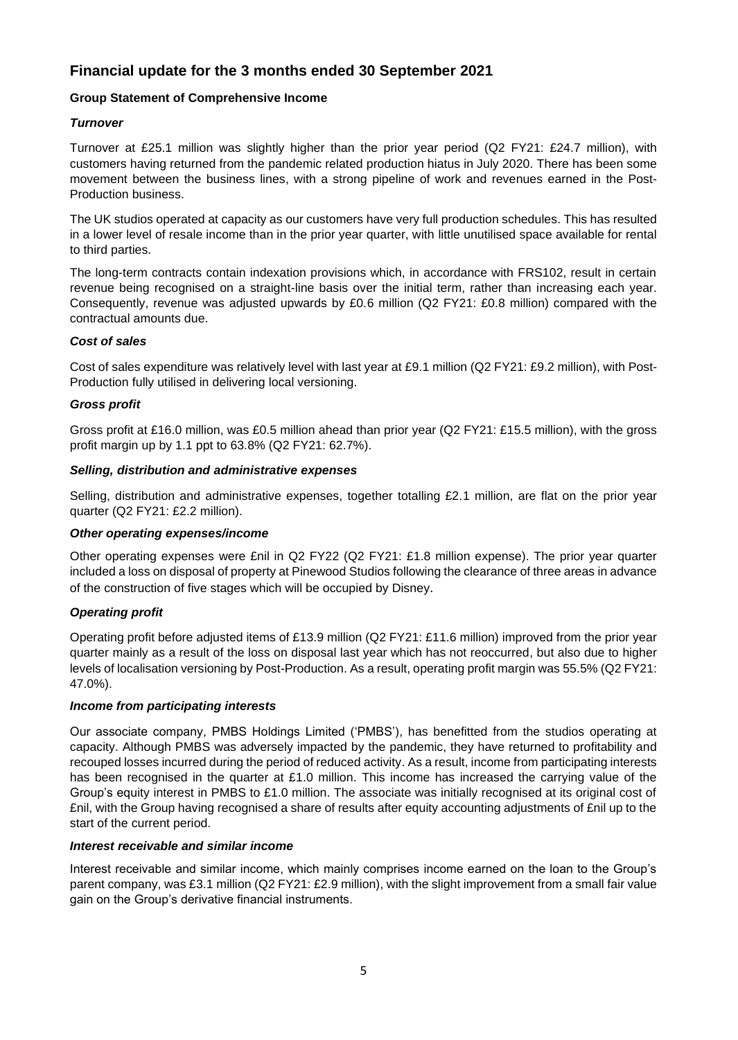## Financial update for the 3 months ended 30 September 2021

**Group Statement of Comprehensive Income**

***Turnover***

Turnover at £25.1 million was slightly higher than the prior year period (Q2 FY21: £24.7 million), with customers having returned from the pandemic related production hiatus in July 2020. There has been some movement between the business lines, with a strong pipeline of work and revenues earned in the Post-Production business.

The UK studios operated at capacity as our customers have very full production schedules. This has resulted in a lower level of resale income than in the prior year quarter, with little unutilised space available for rental to third parties.

The long-term contracts contain indexation provisions which, in accordance with FRS102, result in certain revenue being recognised on a straight-line basis over the initial term, rather than increasing each year. Consequently, revenue was adjusted upwards by £0.6 million (Q2 FY21: £0.8 million) compared with the contractual amounts due.

***Cost of sales***

Cost of sales expenditure was relatively level with last year at £9.1 million (Q2 FY21: £9.2 million), with Post-Production fully utilised in delivering local versioning.

***Gross profit***

Gross profit at £16.0 million, was £0.5 million ahead than prior year (Q2 FY21: £15.5 million), with the gross profit margin up by 1.1 ppt to 63.8% (Q2 FY21: 62.7%).

***Selling, distribution and administrative expenses***

Selling, distribution and administrative expenses, together totalling £2.1 million, are flat on the prior year quarter (Q2 FY21: £2.2 million).

***Other operating expenses/income***

Other operating expenses were £nil in Q2 FY22 (Q2 FY21: £1.8 million expense). The prior year quarter included a loss on disposal of property at Pinewood Studios following the clearance of three areas in advance of the construction of five stages which will be occupied by Disney.

***Operating profit***

Operating profit before adjusted items of £13.9 million (Q2 FY21: £11.6 million) improved from the prior year quarter mainly as a result of the loss on disposal last year which has not reoccurred, but also due to higher levels of localisation versioning by Post-Production. As a result, operating profit margin was 55.5% (Q2 FY21: 47.0%).

***Income from participating interests***

Our associate company, PMBS Holdings Limited ('PMBS'), has benefitted from the studios operating at capacity. Although PMBS was adversely impacted by the pandemic, they have returned to profitability and recouped losses incurred during the period of reduced activity. As a result, income from participating interests has been recognised in the quarter at £1.0 million. This income has increased the carrying value of the Group's equity interest in PMBS to £1.0 million. The associate was initially recognised at its original cost of £nil, with the Group having recognised a share of results after equity accounting adjustments of £nil up to the start of the current period.

***Interest receivable and similar income***

Interest receivable and similar income, which mainly comprises income earned on the loan to the Group's parent company, was £3.1 million (Q2 FY21: £2.9 million), with the slight improvement from a small fair value gain on the Group's derivative financial instruments.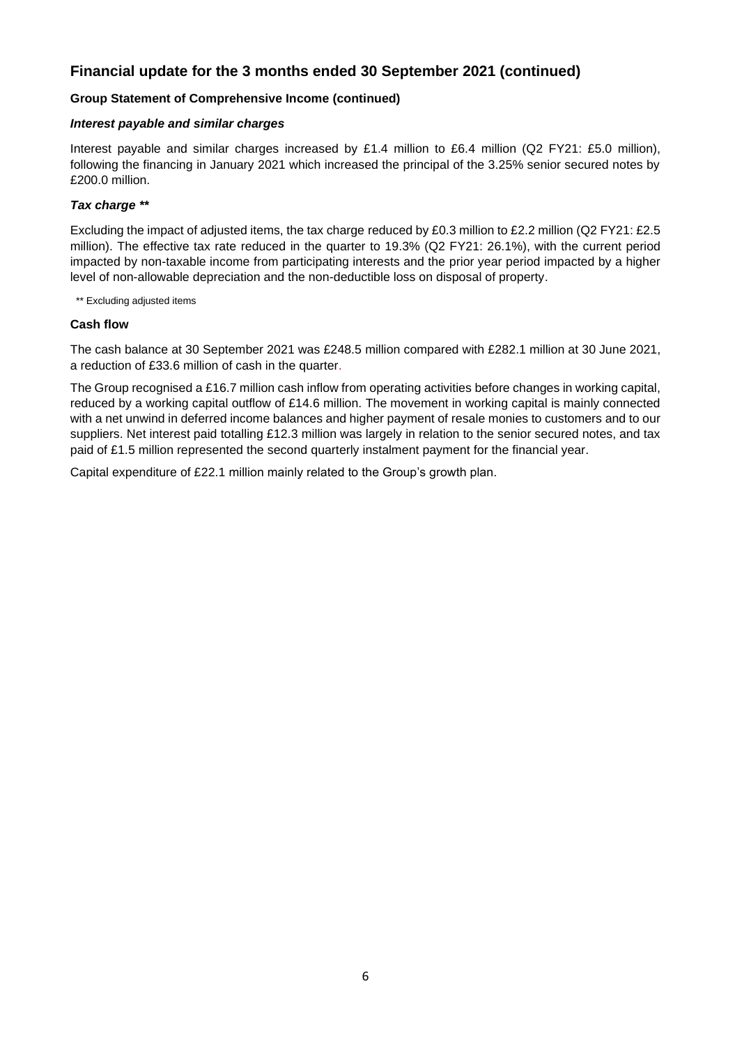## Financial update for the 3 months ended 30 September 2021 (continued)

### Group Statement of Comprehensive Income (continued)

***Interest payable and similar charges***

Interest payable and similar charges increased by £1.4 million to £6.4 million (Q2 FY21: £5.0 million), following the financing in January 2021 which increased the principal of the 3.25% senior secured notes by £200.0 million.

***Tax charge \*\****

Excluding the impact of adjusted items, the tax charge reduced by £0.3 million to £2.2 million (Q2 FY21: £2.5 million). The effective tax rate reduced in the quarter to 19.3% (Q2 FY21: 26.1%), with the current period impacted by non-taxable income from participating interests and the prior year period impacted by a higher level of non-allowable depreciation and the non-deductible loss on disposal of property.

** Excluding adjusted items

### Cash flow

The cash balance at 30 September 2021 was £248.5 million compared with £282.1 million at 30 June 2021, a reduction of £33.6 million of cash in the quarter.

The Group recognised a £16.7 million cash inflow from operating activities before changes in working capital, reduced by a working capital outflow of £14.6 million. The movement in working capital is mainly connected with a net unwind in deferred income balances and higher payment of resale monies to customers and to our suppliers. Net interest paid totalling £12.3 million was largely in relation to the senior secured notes, and tax paid of £1.5 million represented the second quarterly instalment payment for the financial year.

Capital expenditure of £22.1 million mainly related to the Group's growth plan.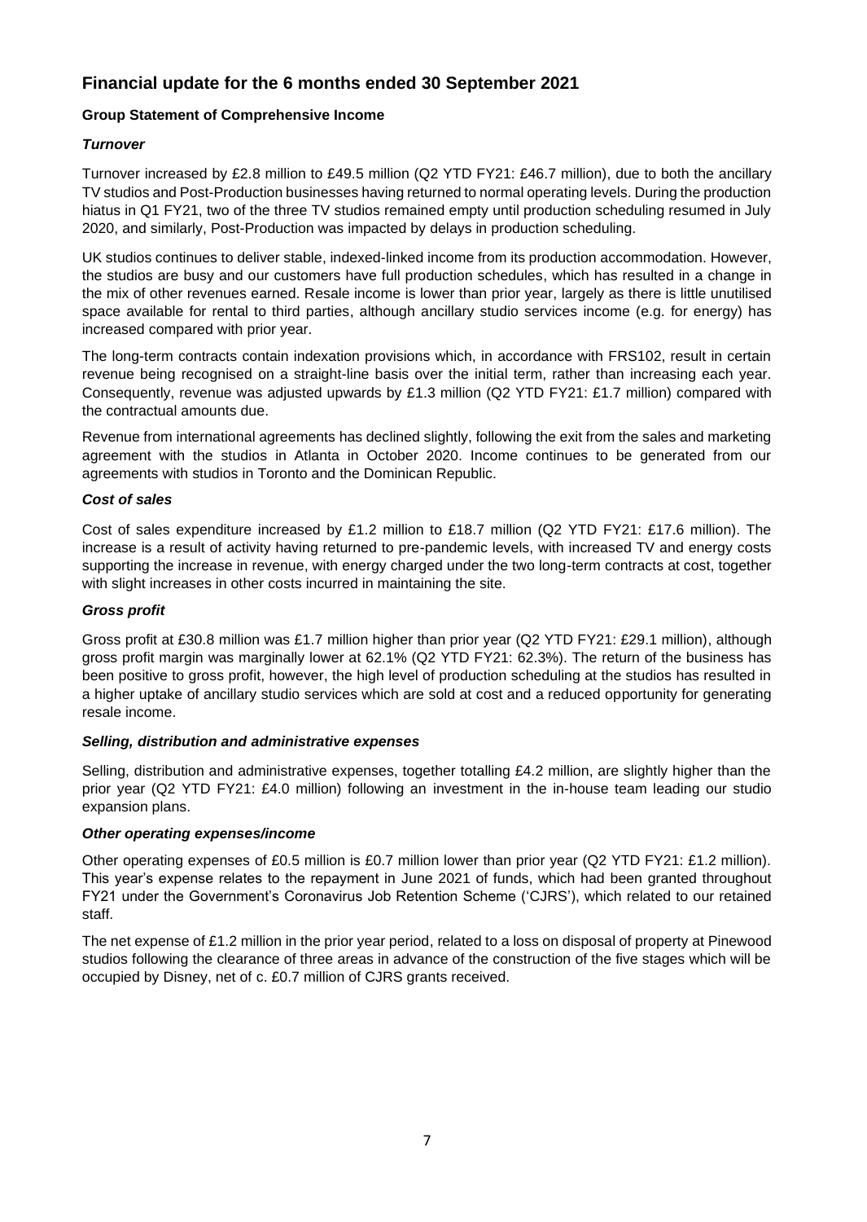## Financial update for the 6 months ended 30 September 2021

**Group Statement of Comprehensive Income**

***Turnover***

Turnover increased by £2.8 million to £49.5 million (Q2 YTD FY21: £46.7 million), due to both the ancillary TV studios and Post-Production businesses having returned to normal operating levels. During the production hiatus in Q1 FY21, two of the three TV studios remained empty until production scheduling resumed in July 2020, and similarly, Post-Production was impacted by delays in production scheduling.

UK studios continues to deliver stable, indexed-linked income from its production accommodation. However, the studios are busy and our customers have full production schedules, which has resulted in a change in the mix of other revenues earned. Resale income is lower than prior year, largely as there is little unutilised space available for rental to third parties, although ancillary studio services income (e.g. for energy) has increased compared with prior year.

The long-term contracts contain indexation provisions which, in accordance with FRS102, result in certain revenue being recognised on a straight-line basis over the initial term, rather than increasing each year. Consequently, revenue was adjusted upwards by £1.3 million (Q2 YTD FY21: £1.7 million) compared with the contractual amounts due.

Revenue from international agreements has declined slightly, following the exit from the sales and marketing agreement with the studios in Atlanta in October 2020. Income continues to be generated from our agreements with studios in Toronto and the Dominican Republic.

***Cost of sales***

Cost of sales expenditure increased by £1.2 million to £18.7 million (Q2 YTD FY21: £17.6 million). The increase is a result of activity having returned to pre-pandemic levels, with increased TV and energy costs supporting the increase in revenue, with energy charged under the two long-term contracts at cost, together with slight increases in other costs incurred in maintaining the site.

***Gross profit***

Gross profit at £30.8 million was £1.7 million higher than prior year (Q2 YTD FY21: £29.1 million), although gross profit margin was marginally lower at 62.1% (Q2 YTD FY21: 62.3%). The return of the business has been positive to gross profit, however, the high level of production scheduling at the studios has resulted in a higher uptake of ancillary studio services which are sold at cost and a reduced opportunity for generating resale income.

***Selling, distribution and administrative expenses***

Selling, distribution and administrative expenses, together totalling £4.2 million, are slightly higher than the prior year (Q2 YTD FY21: £4.0 million) following an investment in the in-house team leading our studio expansion plans.

***Other operating expenses/income***

Other operating expenses of £0.5 million is £0.7 million lower than prior year (Q2 YTD FY21: £1.2 million). This year's expense relates to the repayment in June 2021 of funds, which had been granted throughout FY21 under the Government's Coronavirus Job Retention Scheme ('CJRS'), which related to our retained staff.

The net expense of £1.2 million in the prior year period, related to a loss on disposal of property at Pinewood studios following the clearance of three areas in advance of the construction of the five stages which will be occupied by Disney, net of c. £0.7 million of CJRS grants received.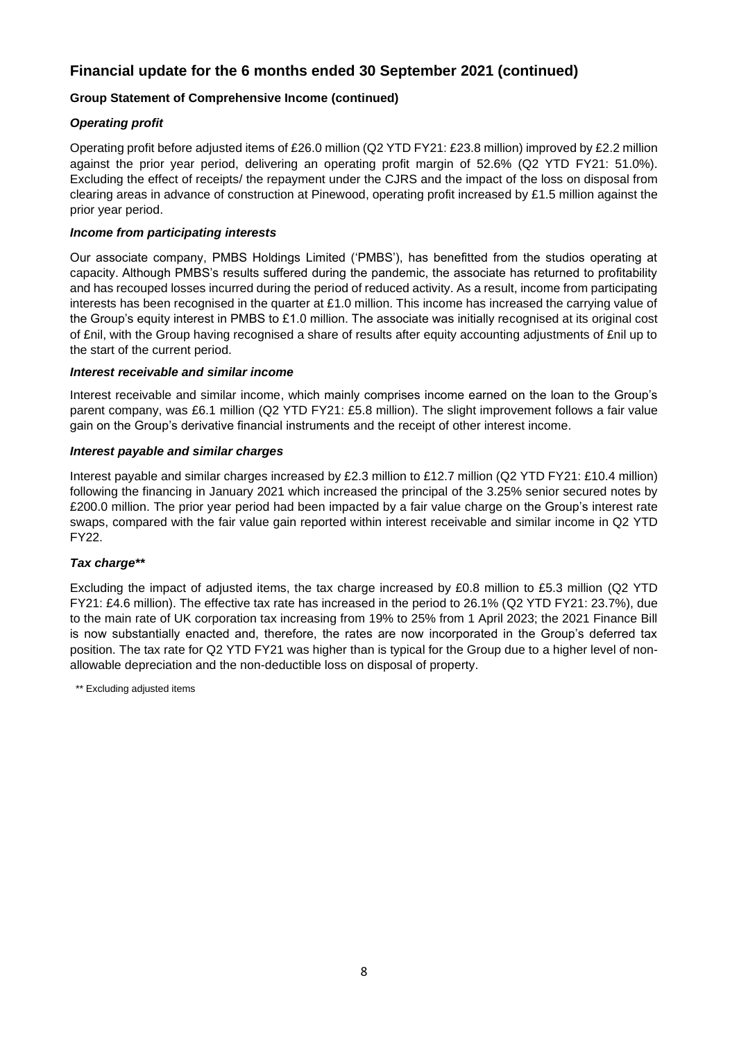## Financial update for the 6 months ended 30 September 2021 (continued)

**Group Statement of Comprehensive Income (continued)**

***Operating profit***

Operating profit before adjusted items of £26.0 million (Q2 YTD FY21: £23.8 million) improved by £2.2 million against the prior year period, delivering an operating profit margin of 52.6% (Q2 YTD FY21: 51.0%). Excluding the effect of receipts/ the repayment under the CJRS and the impact of the loss on disposal from clearing areas in advance of construction at Pinewood, operating profit increased by £1.5 million against the prior year period.

***Income from participating interests***

Our associate company, PMBS Holdings Limited ('PMBS'), has benefitted from the studios operating at capacity. Although PMBS's results suffered during the pandemic, the associate has returned to profitability and has recouped losses incurred during the period of reduced activity. As a result, income from participating interests has been recognised in the quarter at £1.0 million. This income has increased the carrying value of the Group's equity interest in PMBS to £1.0 million. The associate was initially recognised at its original cost of £nil, with the Group having recognised a share of results after equity accounting adjustments of £nil up to the start of the current period.

***Interest receivable and similar income***

Interest receivable and similar income, which mainly comprises income earned on the loan to the Group's parent company, was £6.1 million (Q2 YTD FY21: £5.8 million). The slight improvement follows a fair value gain on the Group's derivative financial instruments and the receipt of other interest income.

***Interest payable and similar charges***

Interest payable and similar charges increased by £2.3 million to £12.7 million (Q2 YTD FY21: £10.4 million) following the financing in January 2021 which increased the principal of the 3.25% senior secured notes by £200.0 million. The prior year period had been impacted by a fair value charge on the Group's interest rate swaps, compared with the fair value gain reported within interest receivable and similar income in Q2 YTD FY22.

***Tax charge\*\****

Excluding the impact of adjusted items, the tax charge increased by £0.8 million to £5.3 million (Q2 YTD FY21: £4.6 million). The effective tax rate has increased in the period to 26.1% (Q2 YTD FY21: 23.7%), due to the main rate of UK corporation tax increasing from 19% to 25% from 1 April 2023; the 2021 Finance Bill is now substantially enacted and, therefore, the rates are now incorporated in the Group's deferred tax position. The tax rate for Q2 YTD FY21 was higher than is typical for the Group due to a higher level of non-allowable depreciation and the non-deductible loss on disposal of property.

** Excluding adjusted items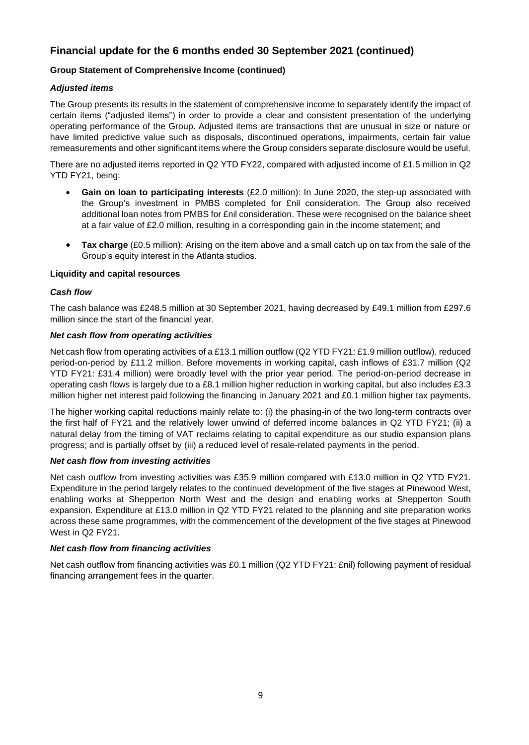## Financial update for the 6 months ended 30 September 2021 (continued)

### Group Statement of Comprehensive Income (continued)

#### *Adjusted items*

The Group presents its results in the statement of comprehensive income to separately identify the impact of certain items ("adjusted items") in order to provide a clear and consistent presentation of the underlying operating performance of the Group. Adjusted items are transactions that are unusual in size or nature or have limited predictive value such as disposals, discontinued operations, impairments, certain fair value remeasurements and other significant items where the Group considers separate disclosure would be useful.

There are no adjusted items reported in Q2 YTD FY22, compared with adjusted income of £1.5 million in Q2 YTD FY21, being:

- **Gain on loan to participating interests** (£2.0 million): In June 2020, the step-up associated with the Group's investment in PMBS completed for £nil consideration. The Group also received additional loan notes from PMBS for £nil consideration. These were recognised on the balance sheet at a fair value of £2.0 million, resulting in a corresponding gain in the income statement; and
- **Tax charge** (£0.5 million): Arising on the item above and a small catch up on tax from the sale of the Group's equity interest in the Atlanta studios.

### Liquidity and capital resources

#### *Cash flow*

The cash balance was £248.5 million at 30 September 2021, having decreased by £49.1 million from £297.6 million since the start of the financial year.

#### *Net cash flow from operating activities*

Net cash flow from operating activities of a £13.1 million outflow (Q2 YTD FY21: £1.9 million outflow), reduced period-on-period by £11.2 million. Before movements in working capital, cash inflows of £31.7 million (Q2 YTD FY21: £31.4 million) were broadly level with the prior year period. The period-on-period decrease in operating cash flows is largely due to a £8.1 million higher reduction in working capital, but also includes £3.3 million higher net interest paid following the financing in January 2021 and £0.1 million higher tax payments.

The higher working capital reductions mainly relate to: (i) the phasing-in of the two long-term contracts over the first half of FY21 and the relatively lower unwind of deferred income balances in Q2 YTD FY21; (ii) a natural delay from the timing of VAT reclaims relating to capital expenditure as our studio expansion plans progress; and is partially offset by (iii) a reduced level of resale-related payments in the period.

#### *Net cash flow from investing activities*

Net cash outflow from investing activities was £35.9 million compared with £13.0 million in Q2 YTD FY21. Expenditure in the period largely relates to the continued development of the five stages at Pinewood West, enabling works at Shepperton North West and the design and enabling works at Shepperton South expansion. Expenditure at £13.0 million in Q2 YTD FY21 related to the planning and site preparation works across these same programmes, with the commencement of the development of the five stages at Pinewood West in Q2 FY21.

#### *Net cash flow from financing activities*

Net cash outflow from financing activities was £0.1 million (Q2 YTD FY21: £nil) following payment of residual financing arrangement fees in the quarter.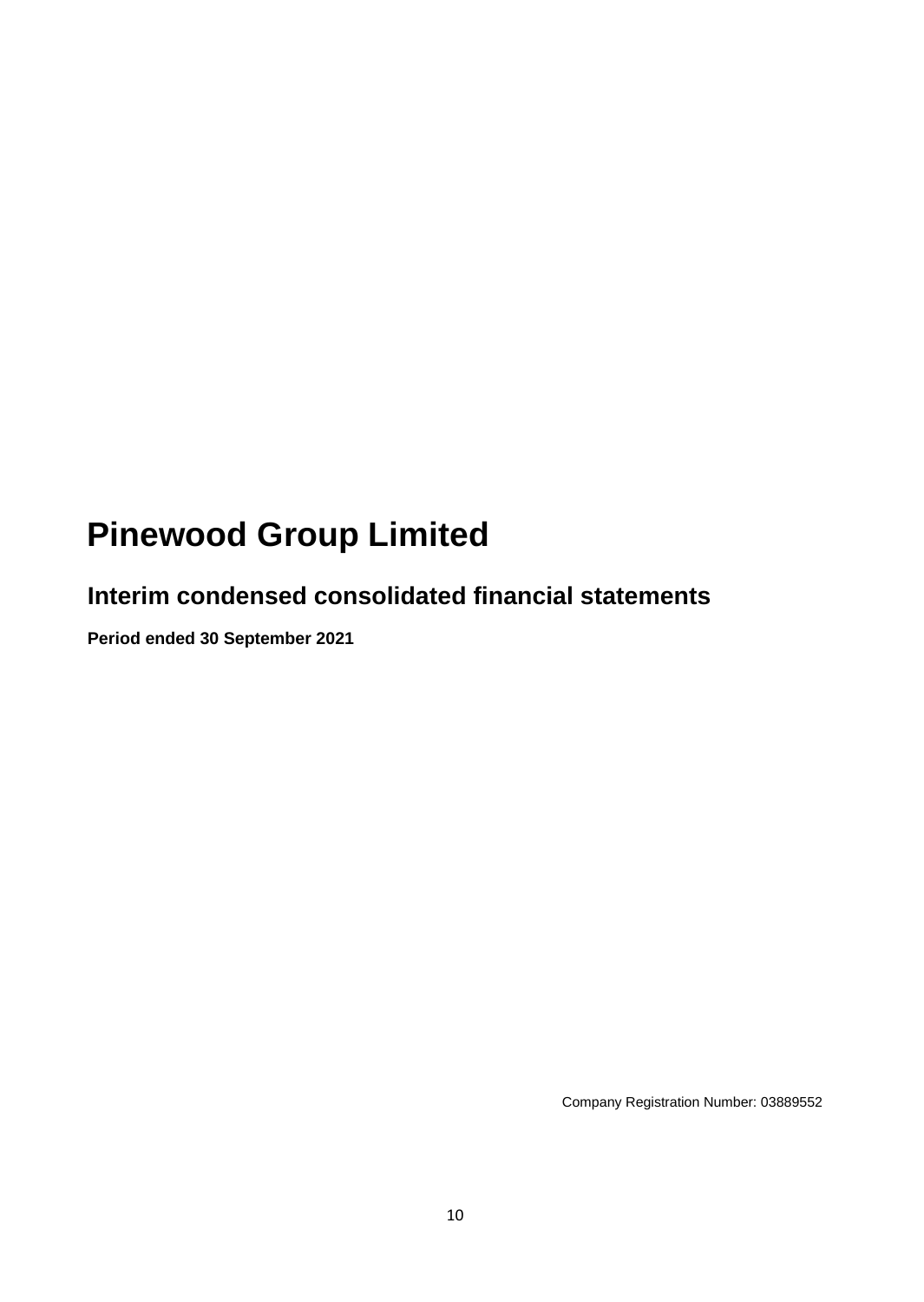# Pinewood Group Limited

## Interim condensed consolidated financial statements

**Period ended 30 September 2021**

Company Registration Number: 03889552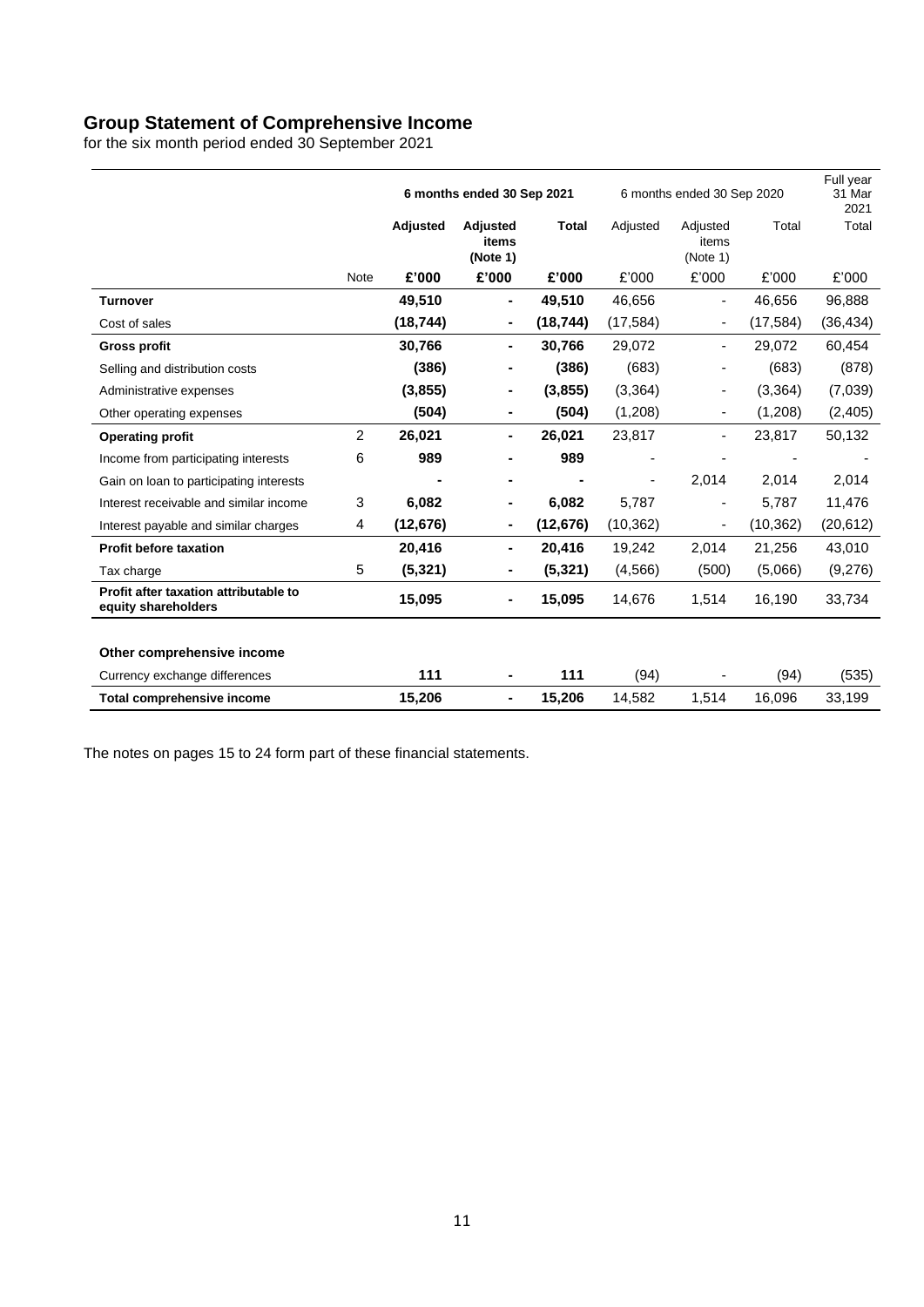## Group Statement of Comprehensive Income

for the six month period ended 30 September 2021

| | | 6 months ended 30 Sep 2021 | | | 6 months ended 30 Sep 2020 | | | Full year 31 Mar 2021 |
|---|---|---|---|---|---|---|---|---|
| | | **Adjusted** | **Adjusted items (Note 1)** | **Total** | Adjusted | Adjusted items (Note 1) | Total | Total |
| | Note | **£'000** | **£'000** | **£'000** | £'000 | £'000 | £'000 | £'000 |
| **Turnover** | | **49,510** | **-** | **49,510** | 46,656 | - | 46,656 | 96,888 |
| Cost of sales | | **(18,744)** | **-** | **(18,744)** | (17,584) | - | (17,584) | (36,434) |
| **Gross profit** | | **30,766** | **-** | **30,766** | 29,072 | - | 29,072 | 60,454 |
| Selling and distribution costs | | **(386)** | **-** | **(386)** | (683) | - | (683) | (878) |
| Administrative expenses | | **(3,855)** | **-** | **(3,855)** | (3,364) | - | (3,364) | (7,039) |
| Other operating expenses | | **(504)** | **-** | **(504)** | (1,208) | - | (1,208) | (2,405) |
| **Operating profit** | 2 | **26,021** | **-** | **26,021** | 23,817 | - | 23,817 | 50,132 |
| Income from participating interests | 6 | **989** | **-** | **989** | - | - | - | - |
| Gain on loan to participating interests | | **-** | **-** | **-** | - | 2,014 | 2,014 | 2,014 |
| Interest receivable and similar income | 3 | **6,082** | **-** | **6,082** | 5,787 | - | 5,787 | 11,476 |
| Interest payable and similar charges | 4 | **(12,676)** | **-** | **(12,676)** | (10,362) | - | (10,362) | (20,612) |
| **Profit before taxation** | | **20,416** | **-** | **20,416** | 19,242 | 2,014 | 21,256 | 43,010 |
| Tax charge | 5 | **(5,321)** | **-** | **(5,321)** | (4,566) | (500) | (5,066) | (9,276) |
| **Profit after taxation attributable to equity shareholders** | | **15,095** | **-** | **15,095** | 14,676 | 1,514 | 16,190 | 33,734 |
| | | | | | | | | |
| **Other comprehensive income** | | | | | | | | |
| Currency exchange differences | | **111** | **-** | **111** | (94) | - | (94) | (535) |
| **Total comprehensive income** | | **15,206** | **-** | **15,206** | 14,582 | 1,514 | 16,096 | 33,199 |

The notes on pages 15 to 24 form part of these financial statements.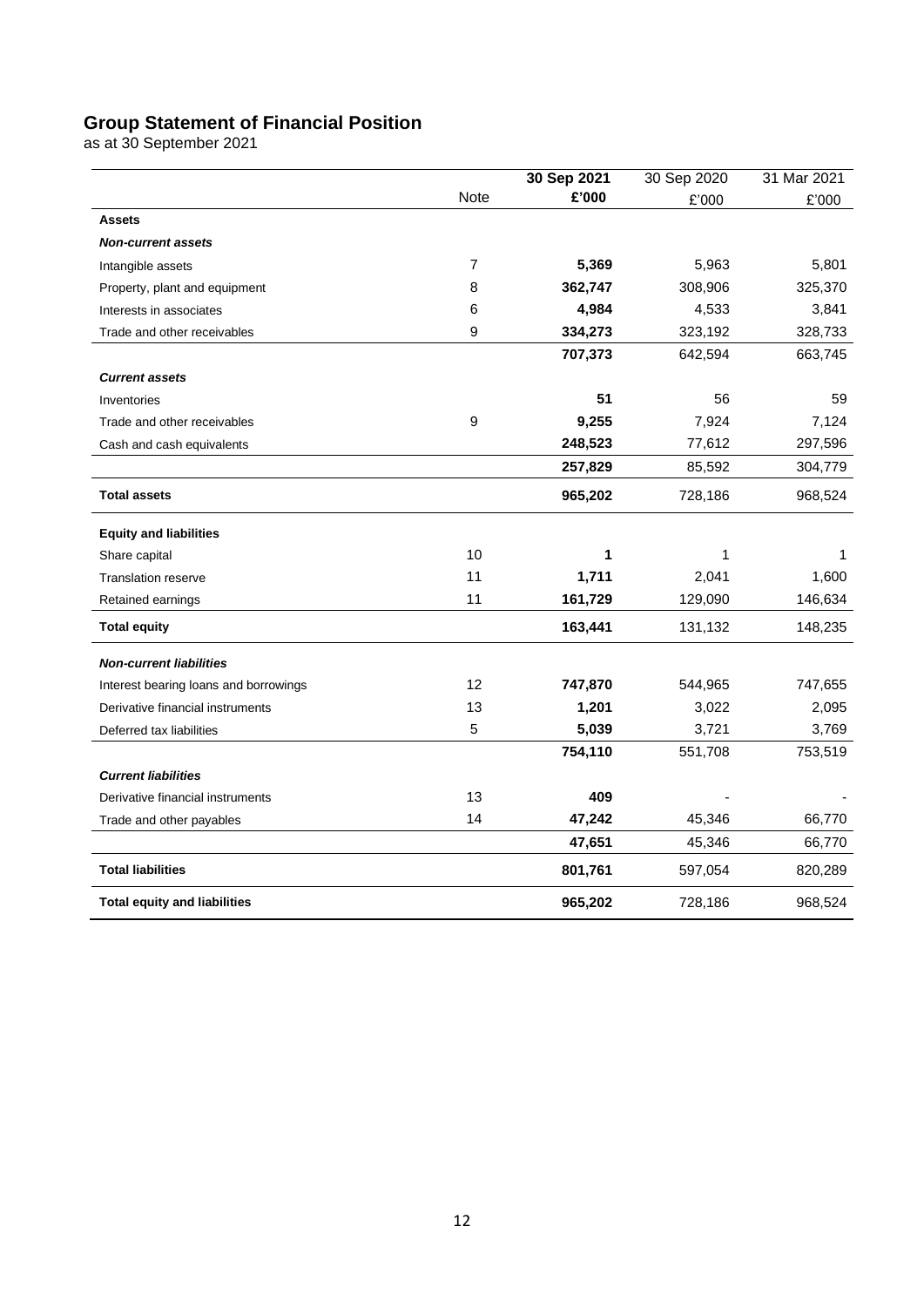## Group Statement of Financial Position

as at 30 September 2021

| | Note | **30 Sep 2021** | 30 Sep 2020 | 31 Mar 2021 |
|---|---|---|---|---|
| | | **£'000** | £'000 | £'000 |
| **Assets** | | | | |
| ***Non-current assets*** | | | | |
| Intangible assets | 7 | **5,369** | 5,963 | 5,801 |
| Property, plant and equipment | 8 | **362,747** | 308,906 | 325,370 |
| Interests in associates | 6 | **4,984** | 4,533 | 3,841 |
| Trade and other receivables | 9 | **334,273** | 323,192 | 328,733 |
| | | **707,373** | 642,594 | 663,745 |
| ***Current assets*** | | | | |
| Inventories | | **51** | 56 | 59 |
| Trade and other receivables | 9 | **9,255** | 7,924 | 7,124 |
| Cash and cash equivalents | | **248,523** | 77,612 | 297,596 |
| | | **257,829** | 85,592 | 304,779 |
| **Total assets** | | **965,202** | 728,186 | 968,524 |
| **Equity and liabilities** | | | | |
| Share capital | 10 | **1** | 1 | 1 |
| Translation reserve | 11 | **1,711** | 2,041 | 1,600 |
| Retained earnings | 11 | **161,729** | 129,090 | 146,634 |
| **Total equity** | | **163,441** | 131,132 | 148,235 |
| ***Non-current liabilities*** | | | | |
| Interest bearing loans and borrowings | 12 | **747,870** | 544,965 | 747,655 |
| Derivative financial instruments | 13 | **1,201** | 3,022 | 2,095 |
| Deferred tax liabilities | 5 | **5,039** | 3,721 | 3,769 |
| | | **754,110** | 551,708 | 753,519 |
| ***Current liabilities*** | | | | |
| Derivative financial instruments | 13 | **409** | - | - |
| Trade and other payables | 14 | **47,242** | 45,346 | 66,770 |
| | | **47,651** | 45,346 | 66,770 |
| **Total liabilities** | | **801,761** | 597,054 | 820,289 |
| **Total equity and liabilities** | | **965,202** | 728,186 | 968,524 |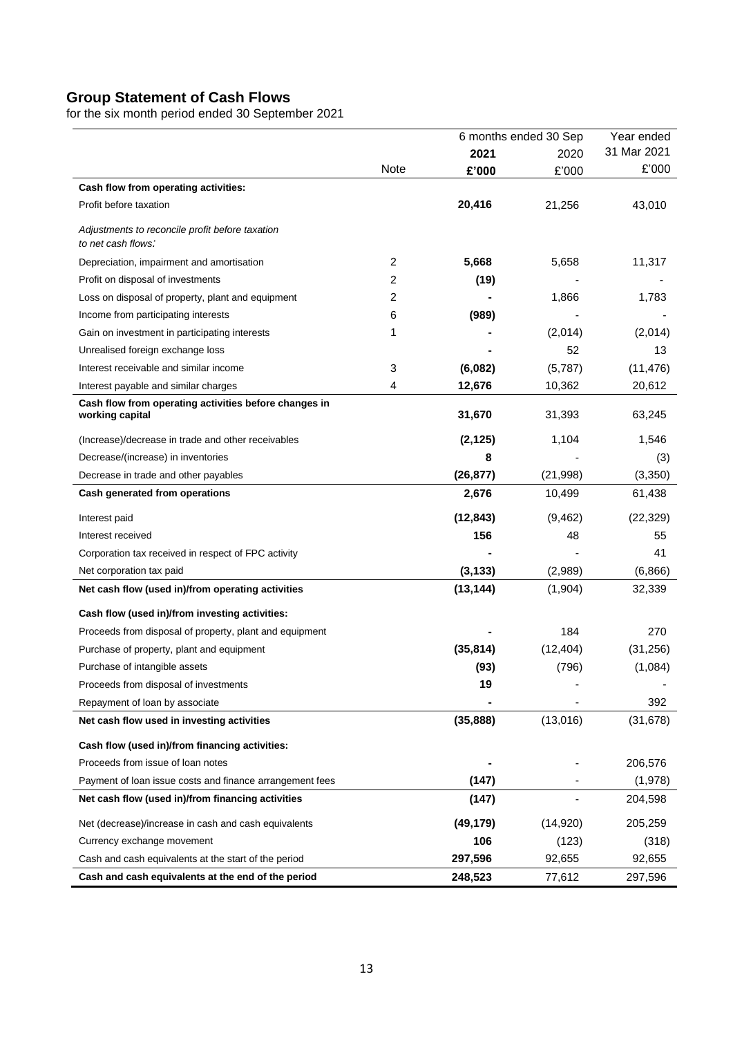## Group Statement of Cash Flows

for the six month period ended 30 September 2021

| | | 6 months ended 30 Sep | | Year ended |
|---|---|---|---|---|
| | | **2021** | 2020 | 31 Mar 2021 |
| | Note | **£'000** | £'000 | £'000 |
| **Cash flow from operating activities:** | | | | |
| Profit before taxation | | **20,416** | 21,256 | 43,010 |
| *Adjustments to reconcile profit before taxation to net cash flows:* | | | | |
| Depreciation, impairment and amortisation | 2 | **5,668** | 5,658 | 11,317 |
| Profit on disposal of investments | 2 | **(19)** | - | - |
| Loss on disposal of property, plant and equipment | 2 | **-** | 1,866 | 1,783 |
| Income from participating interests | 6 | **(989)** | - | - |
| Gain on investment in participating interests | 1 | **-** | (2,014) | (2,014) |
| Unrealised foreign exchange loss | | **-** | 52 | 13 |
| Interest receivable and similar income | 3 | **(6,082)** | (5,787) | (11,476) |
| Interest payable and similar charges | 4 | **12,676** | 10,362 | 20,612 |
| **Cash flow from operating activities before changes in working capital** | | **31,670** | 31,393 | 63,245 |
| (Increase)/decrease in trade and other receivables | | **(2,125)** | 1,104 | 1,546 |
| Decrease/(increase) in inventories | | **8** | - | (3) |
| Decrease in trade and other payables | | **(26,877)** | (21,998) | (3,350) |
| **Cash generated from operations** | | **2,676** | 10,499 | 61,438 |
| Interest paid | | **(12,843)** | (9,462) | (22,329) |
| Interest received | | **156** | 48 | 55 |
| Corporation tax received in respect of FPC activity | | **-** | - | 41 |
| Net corporation tax paid | | **(3,133)** | (2,989) | (6,866) |
| **Net cash flow (used in)/from operating activities** | | **(13,144)** | (1,904) | 32,339 |
| **Cash flow (used in)/from investing activities:** | | | | |
| Proceeds from disposal of property, plant and equipment | | **-** | 184 | 270 |
| Purchase of property, plant and equipment | | **(35,814)** | (12,404) | (31,256) |
| Purchase of intangible assets | | **(93)** | (796) | (1,084) |
| Proceeds from disposal of investments | | **19** | - | - |
| Repayment of loan by associate | | **-** | - | 392 |
| **Net cash flow used in investing activities** | | **(35,888)** | (13,016) | (31,678) |
| **Cash flow (used in)/from financing activities:** | | | | |
| Proceeds from issue of loan notes | | **-** | - | 206,576 |
| Payment of loan issue costs and finance arrangement fees | | **(147)** | - | (1,978) |
| **Net cash flow (used in)/from financing activities** | | **(147)** | - | 204,598 |
| Net (decrease)/increase in cash and cash equivalents | | **(49,179)** | (14,920) | 205,259 |
| Currency exchange movement | | **106** | (123) | (318) |
| Cash and cash equivalents at the start of the period | | **297,596** | 92,655 | 92,655 |
| **Cash and cash equivalents at the end of the period** | | **248,523** | 77,612 | 297,596 |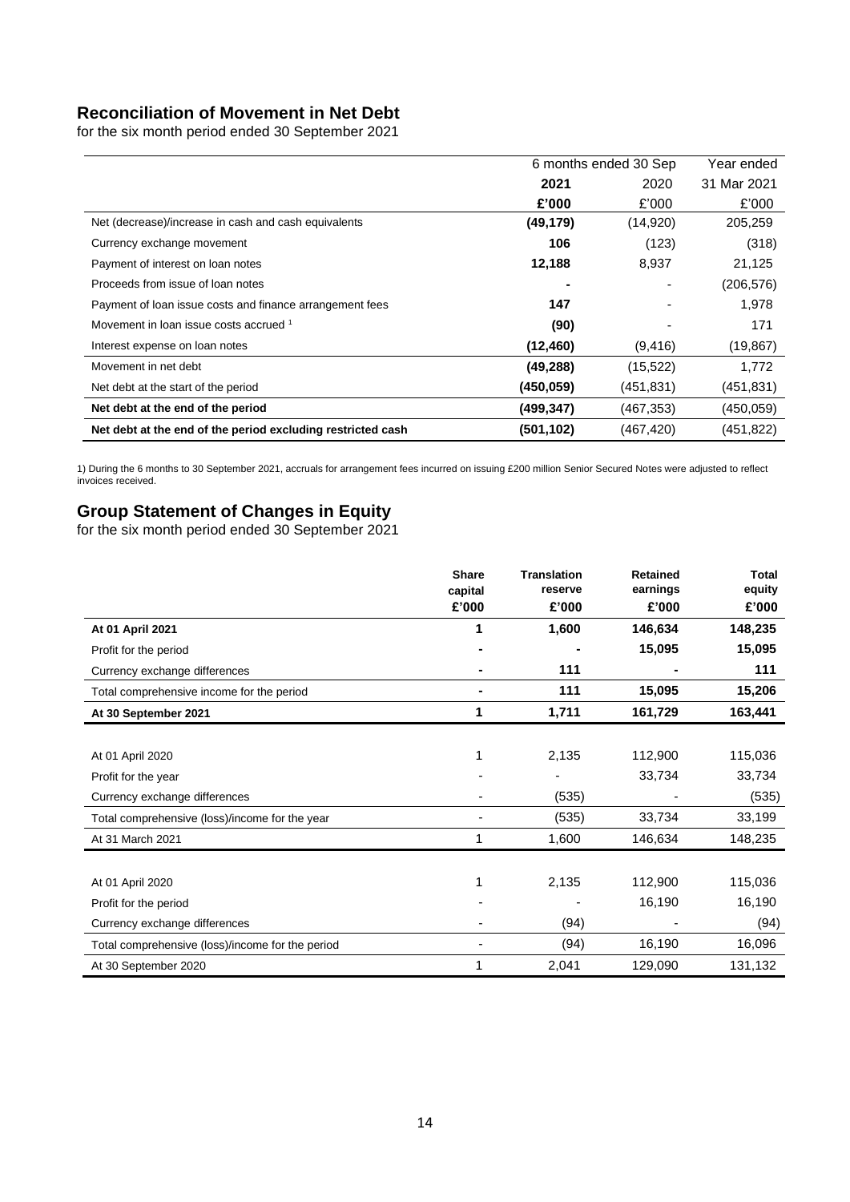## Reconciliation of Movement in Net Debt

for the six month period ended 30 September 2021

| | 6 months ended 30 Sep | | Year ended |
|---|---|---|---|
| | **2021** | 2020 | 31 Mar 2021 |
| | **£'000** | £'000 | £'000 |
| Net (decrease)/increase in cash and cash equivalents | **(49,179)** | (14,920) | 205,259 |
| Currency exchange movement | **106** | (123) | (318) |
| Payment of interest on loan notes | **12,188** | 8,937 | 21,125 |
| Proceeds from issue of loan notes | **-** | - | (206,576) |
| Payment of loan issue costs and finance arrangement fees | **147** | - | 1,978 |
| Movement in loan issue costs accrued [1] | **(90)** | - | 171 |
| Interest expense on loan notes | **(12,460)** | (9,416) | (19,867) |
| Movement in net debt | **(49,288)** | (15,522) | 1,772 |
| Net debt at the start of the period | **(450,059)** | (451,831) | (451,831) |
| **Net debt at the end of the period** | **(499,347)** | (467,353) | (450,059) |
| **Net debt at the end of the period excluding restricted cash** | **(501,102)** | (467,420) | (451,822) |

1) During the 6 months to 30 September 2021, accruals for arrangement fees incurred on issuing £200 million Senior Secured Notes were adjusted to reflect invoices received.

## Group Statement of Changes in Equity

for the six month period ended 30 September 2021

| | Share capital £'000 | Translation reserve £'000 | Retained earnings £'000 | Total equity £'000 |
|---|---|---|---|---|
| **At 01 April 2021** | **1** | **1,600** | **146,634** | **148,235** |
| Profit for the period | **-** | **-** | **15,095** | **15,095** |
| Currency exchange differences | **-** | **111** | **-** | **111** |
| Total comprehensive income for the period | **-** | **111** | **15,095** | **15,206** |
| **At 30 September 2021** | **1** | **1,711** | **161,729** | **163,441** |
| | | | | |
| At 01 April 2020 | 1 | 2,135 | 112,900 | 115,036 |
| Profit for the year | - | - | 33,734 | 33,734 |
| Currency exchange differences | - | (535) | - | (535) |
| Total comprehensive (loss)/income for the year | - | (535) | 33,734 | 33,199 |
| At 31 March 2021 | 1 | 1,600 | 146,634 | 148,235 |
| | | | | |
| At 01 April 2020 | 1 | 2,135 | 112,900 | 115,036 |
| Profit for the period | - | - | 16,190 | 16,190 |
| Currency exchange differences | - | (94) | - | (94) |
| Total comprehensive (loss)/income for the period | - | (94) | 16,190 | 16,096 |
| At 30 September 2020 | 1 | 2,041 | 129,090 | 131,132 |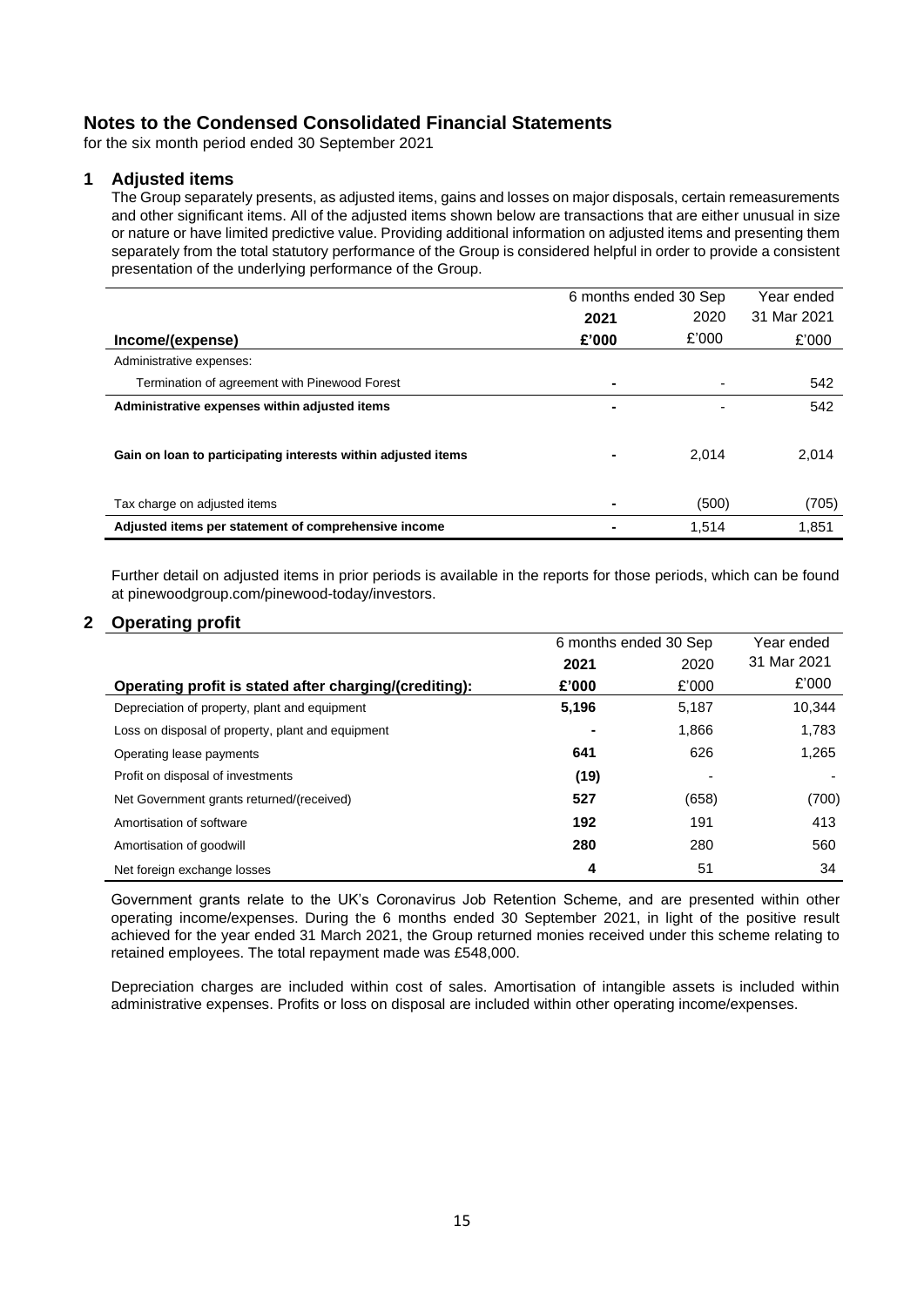# Notes to the Condensed Consolidated Financial Statements

for the six month period ended 30 September 2021

## 1 Adjusted items

The Group separately presents, as adjusted items, gains and losses on major disposals, certain remeasurements and other significant items. All of the adjusted items shown below are transactions that are either unusual in size or nature or have limited predictive value. Providing additional information on adjusted items and presenting them separately from the total statutory performance of the Group is considered helpful in order to provide a consistent presentation of the underlying performance of the Group.

| | 6 months ended 30 Sep | | Year ended |
|---|---|---|---|
| | **2021** | 2020 | 31 Mar 2021 |
| **Income/(expense)** | **£'000** | £'000 | £'000 |
| Administrative expenses: | | | |
| Termination of agreement with Pinewood Forest | **-** | - | 542 |
| **Administrative expenses within adjusted items** | **-** | - | 542 |
| **Gain on loan to participating interests within adjusted items** | **-** | 2,014 | 2,014 |
| Tax charge on adjusted items | **-** | (500) | (705) |
| **Adjusted items per statement of comprehensive income** | **-** | 1,514 | 1,851 |

Further detail on adjusted items in prior periods is available in the reports for those periods, which can be found at pinewoodgroup.com/pinewood-today/investors.

## 2 Operating profit

| | 6 months ended 30 Sep | | Year ended |
|---|---|---|---|
| | **2021** | 2020 | 31 Mar 2021 |
| **Operating profit is stated after charging/(crediting):** | **£'000** | £'000 | £'000 |
| Depreciation of property, plant and equipment | **5,196** | 5,187 | 10,344 |
| Loss on disposal of property, plant and equipment | **-** | 1,866 | 1,783 |
| Operating lease payments | **641** | 626 | 1,265 |
| Profit on disposal of investments | **(19)** | - | - |
| Net Government grants returned/(received) | **527** | (658) | (700) |
| Amortisation of software | **192** | 191 | 413 |
| Amortisation of goodwill | **280** | 280 | 560 |
| Net foreign exchange losses | **4** | 51 | 34 |

Government grants relate to the UK's Coronavirus Job Retention Scheme, and are presented within other operating income/expenses. During the 6 months ended 30 September 2021, in light of the positive result achieved for the year ended 31 March 2021, the Group returned monies received under this scheme relating to retained employees. The total repayment made was £548,000.

Depreciation charges are included within cost of sales. Amortisation of intangible assets is included within administrative expenses. Profits or loss on disposal are included within other operating income/expenses.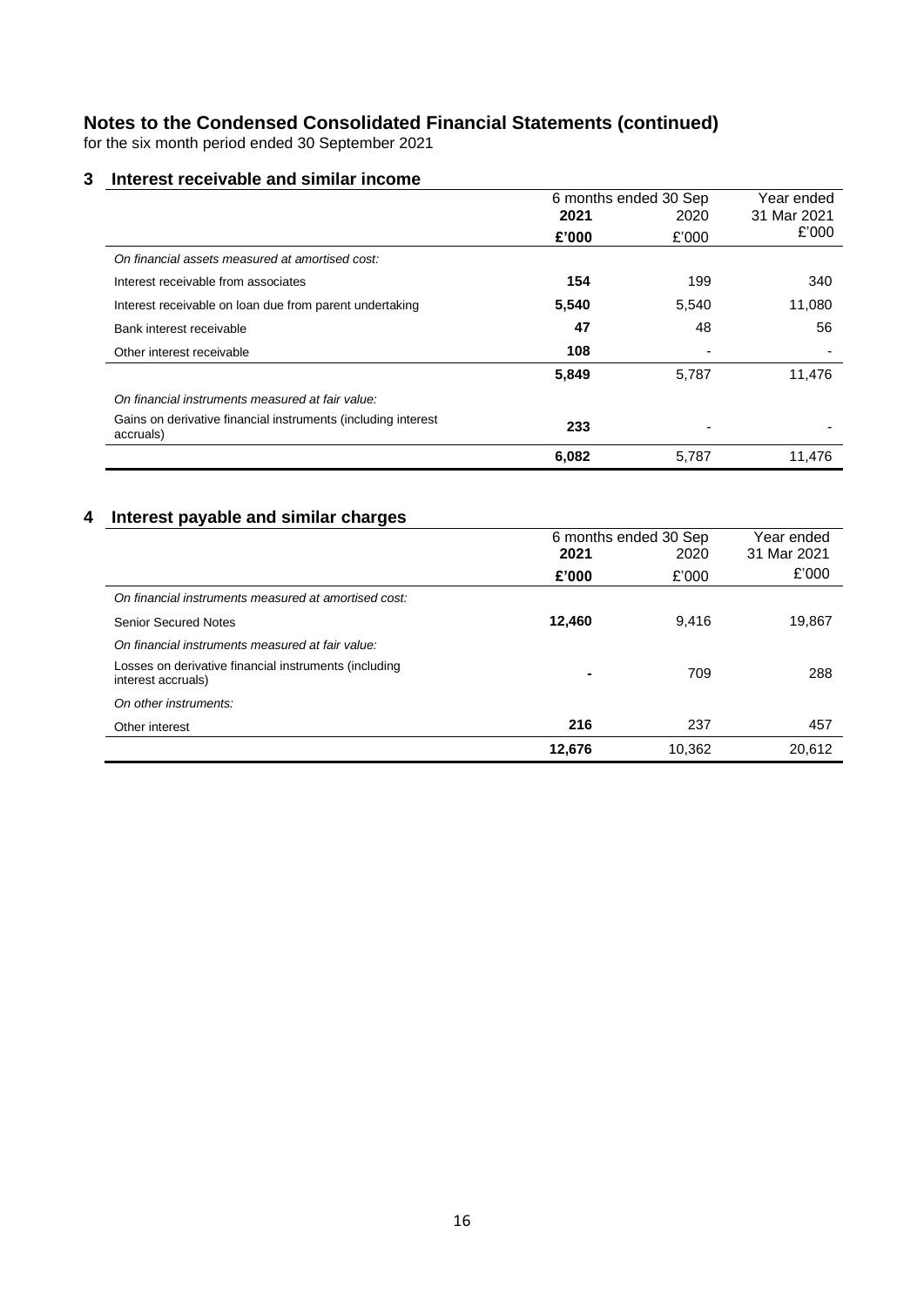# Notes to the Condensed Consolidated Financial Statements (continued)

for the six month period ended 30 September 2021

## 3 Interest receivable and similar income

| | 6 months ended 30 Sep | | Year ended |
|---|---|---|---|
| | **2021** | 2020 | 31 Mar 2021 |
| | **£'000** | £'000 | £'000 |
| *On financial assets measured at amortised cost:* | | | |
| Interest receivable from associates | **154** | 199 | 340 |
| Interest receivable on loan due from parent undertaking | **5,540** | 5,540 | 11,080 |
| Bank interest receivable | **47** | 48 | 56 |
| Other interest receivable | **108** | - | - |
| | **5,849** | 5,787 | 11,476 |
| *On financial instruments measured at fair value:* | | | |
| Gains on derivative financial instruments (including interest accruals) | **233** | - | - |
| | **6,082** | 5,787 | 11,476 |

## 4 Interest payable and similar charges

| | 6 months ended 30 Sep | | Year ended |
|---|---|---|---|
| | **2021** | 2020 | 31 Mar 2021 |
| | **£'000** | £'000 | £'000 |
| *On financial instruments measured at amortised cost:* | | | |
| Senior Secured Notes | **12,460** | 9,416 | 19,867 |
| *On financial instruments measured at fair value:* | | | |
| Losses on derivative financial instruments (including interest accruals) | **-** | 709 | 288 |
| *On other instruments:* | | | |
| Other interest | **216** | 237 | 457 |
| | **12,676** | 10,362 | 20,612 |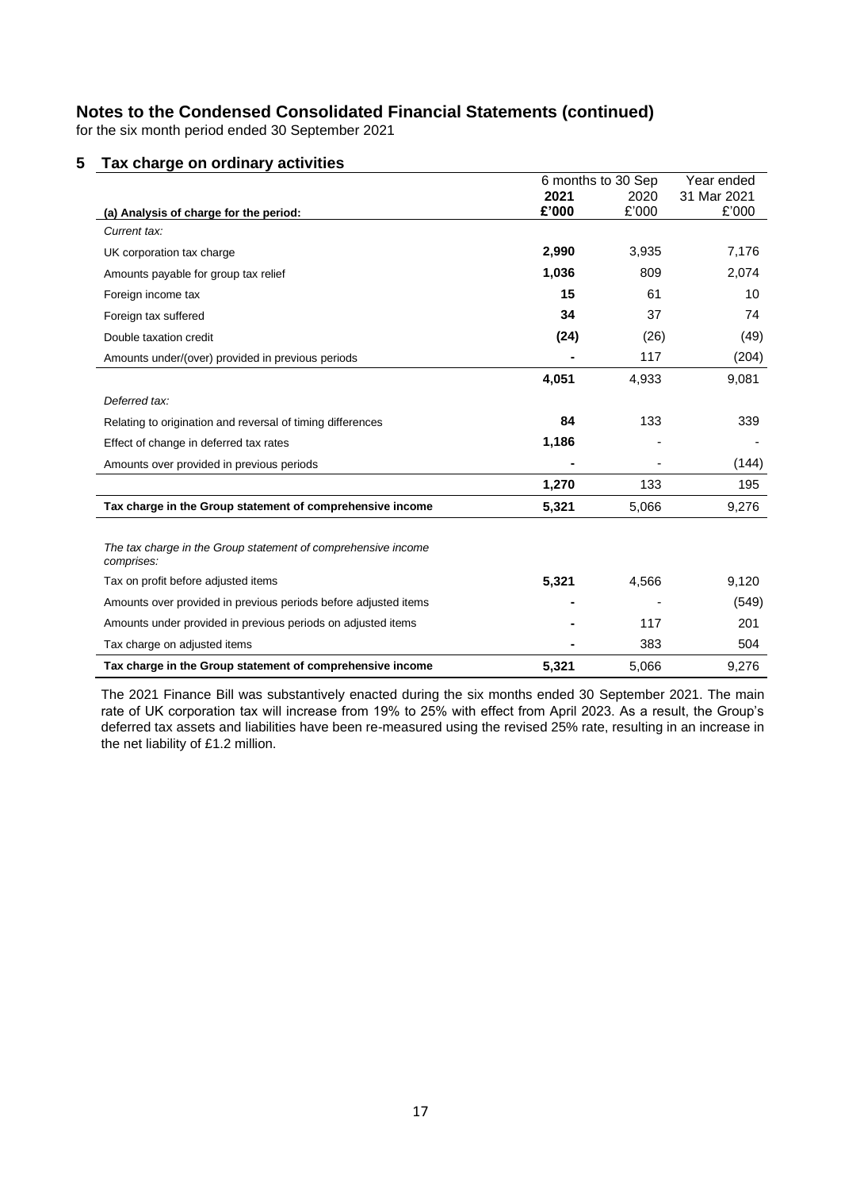## Notes to the Condensed Consolidated Financial Statements (continued)

for the six month period ended 30 September 2021

### 5 Tax charge on ordinary activities

| | 6 months to 30 Sep | | Year ended |
|---|---|---|---|
| | **2021** | 2020 | 31 Mar 2021 |
| **(a) Analysis of charge for the period:** | **£'000** | £'000 | £'000 |
| *Current tax:* | | | |
| UK corporation tax charge | **2,990** | 3,935 | 7,176 |
| Amounts payable for group tax relief | **1,036** | 809 | 2,074 |
| Foreign income tax | **15** | 61 | 10 |
| Foreign tax suffered | **34** | 37 | 74 |
| Double taxation credit | **(24)** | (26) | (49) |
| Amounts under/(over) provided in previous periods | **-** | 117 | (204) |
| | **4,051** | 4,933 | 9,081 |
| *Deferred tax:* | | | |
| Relating to origination and reversal of timing differences | **84** | 133 | 339 |
| Effect of change in deferred tax rates | **1,186** | - | - |
| Amounts over provided in previous periods | **-** | - | (144) |
| | **1,270** | 133 | 195 |
| **Tax charge in the Group statement of comprehensive income** | **5,321** | 5,066 | 9,276 |
| | | | |
| *The tax charge in the Group statement of comprehensive income comprises:* | | | |
| Tax on profit before adjusted items | **5,321** | 4,566 | 9,120 |
| Amounts over provided in previous periods before adjusted items | **-** | - | (549) |
| Amounts under provided in previous periods on adjusted items | **-** | 117 | 201 |
| Tax charge on adjusted items | **-** | 383 | 504 |
| **Tax charge in the Group statement of comprehensive income** | **5,321** | 5,066 | 9,276 |

The 2021 Finance Bill was substantively enacted during the six months ended 30 September 2021. The main rate of UK corporation tax will increase from 19% to 25% with effect from April 2023. As a result, the Group's deferred tax assets and liabilities have been re-measured using the revised 25% rate, resulting in an increase in the net liability of £1.2 million.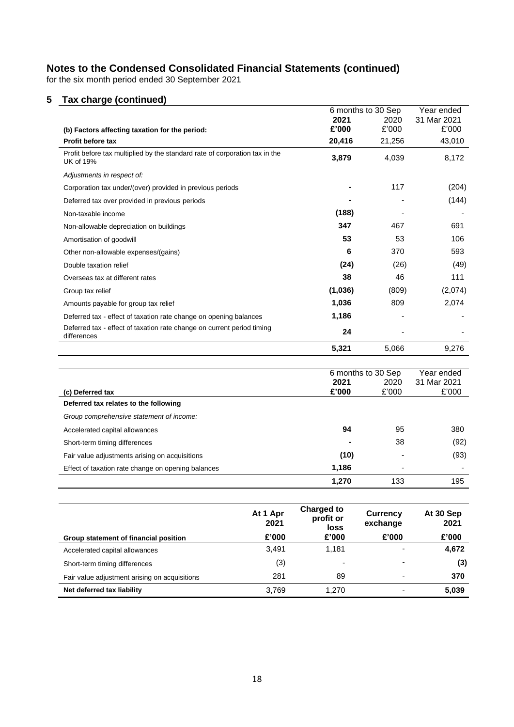# Notes to the Condensed Consolidated Financial Statements (continued)

for the six month period ended 30 September 2021

## 5 Tax charge (continued)

| (b) Factors affecting taxation for the period: | 6 months to 30 Sep 2021 £'000 | 6 months to 30 Sep 2020 £'000 | Year ended 31 Mar 2021 £'000 |
|---|---|---|---|
| **Profit before tax** | **20,416** | 21,256 | 43,010 |
| Profit before tax multiplied by the standard rate of corporation tax in the UK of 19% | **3,879** | 4,039 | 8,172 |
| *Adjustments in respect of:* | | | |
| Corporation tax under/(over) provided in previous periods | **-** | 117 | (204) |
| Deferred tax over provided in previous periods | **-** | - | (144) |
| Non-taxable income | **(188)** | - | - |
| Non-allowable depreciation on buildings | **347** | 467 | 691 |
| Amortisation of goodwill | **53** | 53 | 106 |
| Other non-allowable expenses/(gains) | **6** | 370 | 593 |
| Double taxation relief | **(24)** | (26) | (49) |
| Overseas tax at different rates | **38** | 46 | 111 |
| Group tax relief | **(1,036)** | (809) | (2,074) |
| Amounts payable for group tax relief | **1,036** | 809 | 2,074 |
| Deferred tax - effect of taxation rate change on opening balances | **1,186** | - | - |
| Deferred tax - effect of taxation rate change on current period timing differences | **24** | - | - |
| | **5,321** | 5,066 | 9,276 |

| (c) Deferred tax | 6 months to 30 Sep 2021 £'000 | 6 months to 30 Sep 2020 £'000 | Year ended 31 Mar 2021 £'000 |
|---|---|---|---|
| **Deferred tax relates to the following** | | | |
| *Group comprehensive statement of income:* | | | |
| Accelerated capital allowances | **94** | 95 | 380 |
| Short-term timing differences | **-** | 38 | (92) |
| Fair value adjustments arising on acquisitions | **(10)** | - | (93) |
| Effect of taxation rate change on opening balances | **1,186** | - | - |
| | **1,270** | 133 | 195 |

| Group statement of financial position | At 1 Apr 2021 £'000 | Charged to profit or loss £'000 | Currency exchange £'000 | At 30 Sep 2021 £'000 |
|---|---|---|---|---|
| Accelerated capital allowances | 3,491 | 1,181 | - | **4,672** |
| Short-term timing differences | (3) | - | - | **(3)** |
| Fair value adjustment arising on acquisitions | 281 | 89 | - | **370** |
| **Net deferred tax liability** | 3,769 | 1,270 | - | **5,039** |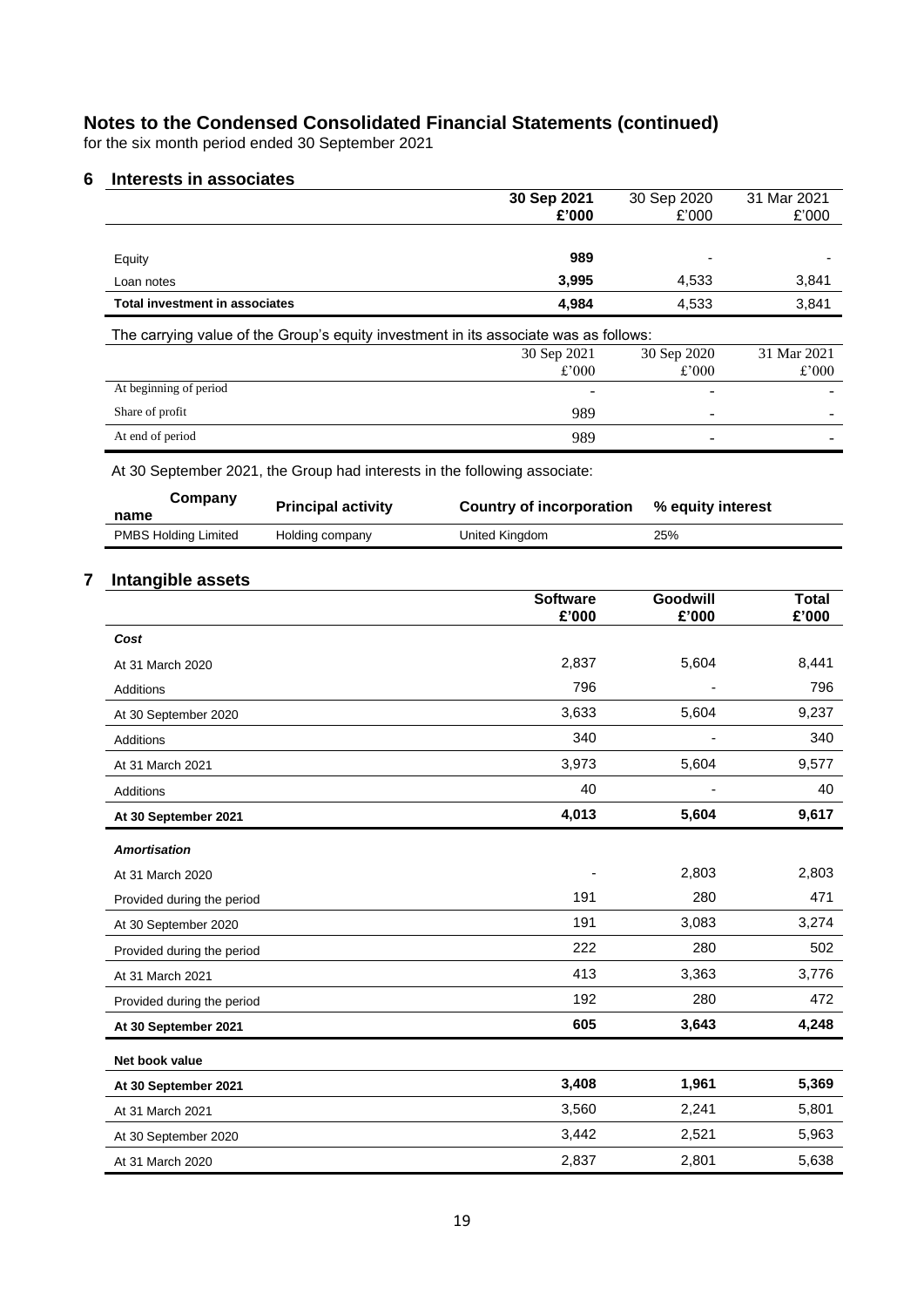# Notes to the Condensed Consolidated Financial Statements (continued)

for the six month period ended 30 September 2021

## 6 Interests in associates

| | **30 Sep 2021 £'000** | 30 Sep 2020 £'000 | 31 Mar 2021 £'000 |
|---|---|---|---|
| Equity | **989** | - | - |
| Loan notes | **3,995** | 4,533 | 3,841 |
| **Total investment in associates** | **4,984** | 4,533 | 3,841 |

The carrying value of the Group's equity investment in its associate was as follows:

| | 30 Sep 2021 £'000 | 30 Sep 2020 £'000 | 31 Mar 2021 £'000 |
|---|---|---|---|
| At beginning of period | - | - | - |
| Share of profit | 989 | - | - |
| At end of period | 989 | - | - |

At 30 September 2021, the Group had interests in the following associate:

| Company name | Principal activity | Country of incorporation | % equity interest |
|---|---|---|---|
| PMBS Holding Limited | Holding company | United Kingdom | 25% |

## 7 Intangible assets

| | **Software £'000** | **Goodwill £'000** | **Total £'000** |
|---|---|---|---|
| ***Cost*** | | | |
| At 31 March 2020 | 2,837 | 5,604 | 8,441 |
| Additions | 796 | - | 796 |
| At 30 September 2020 | 3,633 | 5,604 | 9,237 |
| Additions | 340 | - | 340 |
| At 31 March 2021 | 3,973 | 5,604 | 9,577 |
| Additions | 40 | - | 40 |
| **At 30 September 2021** | **4,013** | **5,604** | **9,617** |
| ***Amortisation*** | | | |
| At 31 March 2020 | - | 2,803 | 2,803 |
| Provided during the period | 191 | 280 | 471 |
| At 30 September 2020 | 191 | 3,083 | 3,274 |
| Provided during the period | 222 | 280 | 502 |
| At 31 March 2021 | 413 | 3,363 | 3,776 |
| Provided during the period | 192 | 280 | 472 |
| **At 30 September 2021** | **605** | **3,643** | **4,248** |
| **Net book value** | | | |
| **At 30 September 2021** | **3,408** | **1,961** | **5,369** |
| At 31 March 2021 | 3,560 | 2,241 | 5,801 |
| At 30 September 2020 | 3,442 | 2,521 | 5,963 |
| At 31 March 2020 | 2,837 | 2,801 | 5,638 |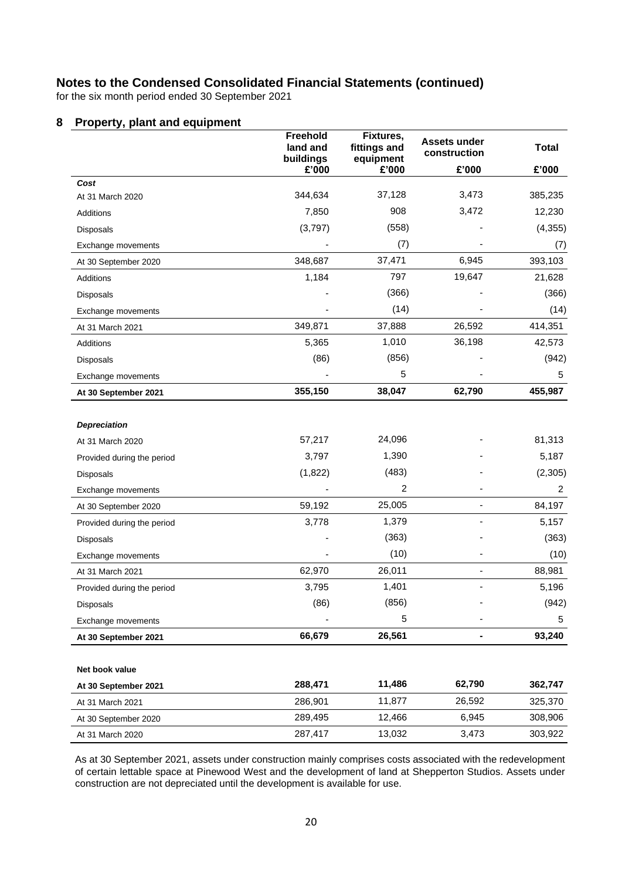## Notes to the Condensed Consolidated Financial Statements (continued)

for the six month period ended 30 September 2021

### 8 Property, plant and equipment

| | Freehold land and buildings £'000 | Fixtures, fittings and equipment £'000 | Assets under construction £'000 | Total £'000 |
|---|---|---|---|---|
| ***Cost*** | | | | |
| At 31 March 2020 | 344,634 | 37,128 | 3,473 | 385,235 |
| Additions | 7,850 | 908 | 3,472 | 12,230 |
| Disposals | (3,797) | (558) | - | (4,355) |
| Exchange movements | - | (7) | - | (7) |
| At 30 September 2020 | 348,687 | 37,471 | 6,945 | 393,103 |
| Additions | 1,184 | 797 | 19,647 | 21,628 |
| Disposals | - | (366) | - | (366) |
| Exchange movements | - | (14) | - | (14) |
| At 31 March 2021 | 349,871 | 37,888 | 26,592 | 414,351 |
| Additions | 5,365 | 1,010 | 36,198 | 42,573 |
| Disposals | (86) | (856) | - | (942) |
| Exchange movements | - | 5 | - | 5 |
| **At 30 September 2021** | **355,150** | **38,047** | **62,790** | **455,987** |
| | | | | |
| ***Depreciation*** | | | | |
| At 31 March 2020 | 57,217 | 24,096 | - | 81,313 |
| Provided during the period | 3,797 | 1,390 | - | 5,187 |
| Disposals | (1,822) | (483) | - | (2,305) |
| Exchange movements | - | 2 | - | 2 |
| At 30 September 2020 | 59,192 | 25,005 | - | 84,197 |
| Provided during the period | 3,778 | 1,379 | - | 5,157 |
| Disposals | - | (363) | - | (363) |
| Exchange movements | - | (10) | - | (10) |
| At 31 March 2021 | 62,970 | 26,011 | - | 88,981 |
| Provided during the period | 3,795 | 1,401 | - | 5,196 |
| Disposals | (86) | (856) | - | (942) |
| Exchange movements | - | 5 | - | 5 |
| **At 30 September 2021** | **66,679** | **26,561** | **-** | **93,240** |
| | | | | |
| **Net book value** | | | | |
| **At 30 September 2021** | **288,471** | **11,486** | **62,790** | **362,747** |
| At 31 March 2021 | 286,901 | 11,877 | 26,592 | 325,370 |
| At 30 September 2020 | 289,495 | 12,466 | 6,945 | 308,906 |
| At 31 March 2020 | 287,417 | 13,032 | 3,473 | 303,922 |

As at 30 September 2021, assets under construction mainly comprises costs associated with the redevelopment of certain lettable space at Pinewood West and the development of land at Shepperton Studios. Assets under construction are not depreciated until the development is available for use.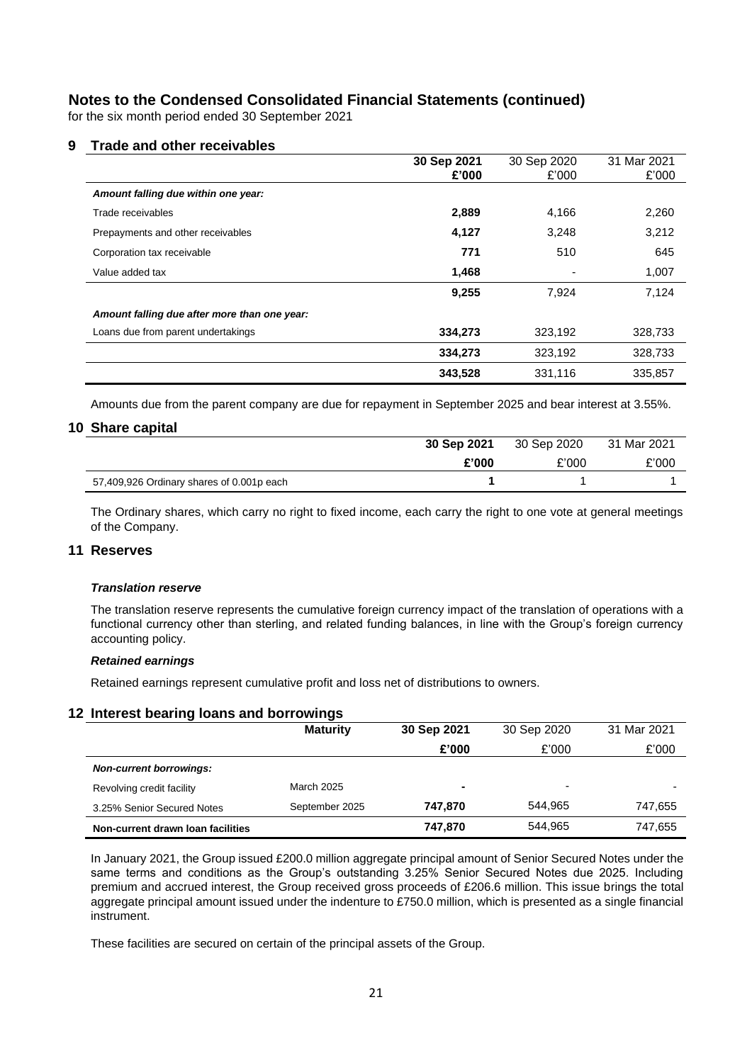## Notes to the Condensed Consolidated Financial Statements (continued)

for the six month period ended 30 September 2021

### 9 Trade and other receivables

| | **30 Sep 2021** | 30 Sep 2020 | 31 Mar 2021 |
|---|---|---|---|
| | **£'000** | £'000 | £'000 |
| ***Amount falling due within one year:*** | | | |
| Trade receivables | **2,889** | 4,166 | 2,260 |
| Prepayments and other receivables | **4,127** | 3,248 | 3,212 |
| Corporation tax receivable | **771** | 510 | 645 |
| Value added tax | **1,468** | - | 1,007 |
| | **9,255** | 7,924 | 7,124 |
| ***Amount falling due after more than one year:*** | | | |
| Loans due from parent undertakings | **334,273** | 323,192 | 328,733 |
| | **334,273** | 323,192 | 328,733 |
| | **343,528** | 331,116 | 335,857 |

Amounts due from the parent company are due for repayment in September 2025 and bear interest at 3.55%.

### 10 Share capital

| | **30 Sep 2021** | 30 Sep 2020 | 31 Mar 2021 |
|---|---|---|---|
| | **£'000** | £'000 | £'000 |
| 57,409,926 Ordinary shares of 0.001p each | **1** | 1 | 1 |

The Ordinary shares, which carry no right to fixed income, each carry the right to one vote at general meetings of the Company.

### 11 Reserves

***Translation reserve***

The translation reserve represents the cumulative foreign currency impact of the translation of operations with a functional currency other than sterling, and related funding balances, in line with the Group's foreign currency accounting policy.

***Retained earnings***

Retained earnings represent cumulative profit and loss net of distributions to owners.

### 12 Interest bearing loans and borrowings

| | **Maturity** | **30 Sep 2021** | 30 Sep 2020 | 31 Mar 2021 |
|---|---|---|---|---|
| | | **£'000** | £'000 | £'000 |
| ***Non-current borrowings:*** | | | | |
| Revolving credit facility | March 2025 | **-** | - | - |
| 3.25% Senior Secured Notes | September 2025 | **747,870** | 544,965 | 747,655 |
| **Non-current drawn loan facilities** | | **747,870** | 544,965 | 747,655 |

In January 2021, the Group issued £200.0 million aggregate principal amount of Senior Secured Notes under the same terms and conditions as the Group's outstanding 3.25% Senior Secured Notes due 2025. Including premium and accrued interest, the Group received gross proceeds of £206.6 million. This issue brings the total aggregate principal amount issued under the indenture to £750.0 million, which is presented as a single financial instrument.

These facilities are secured on certain of the principal assets of the Group.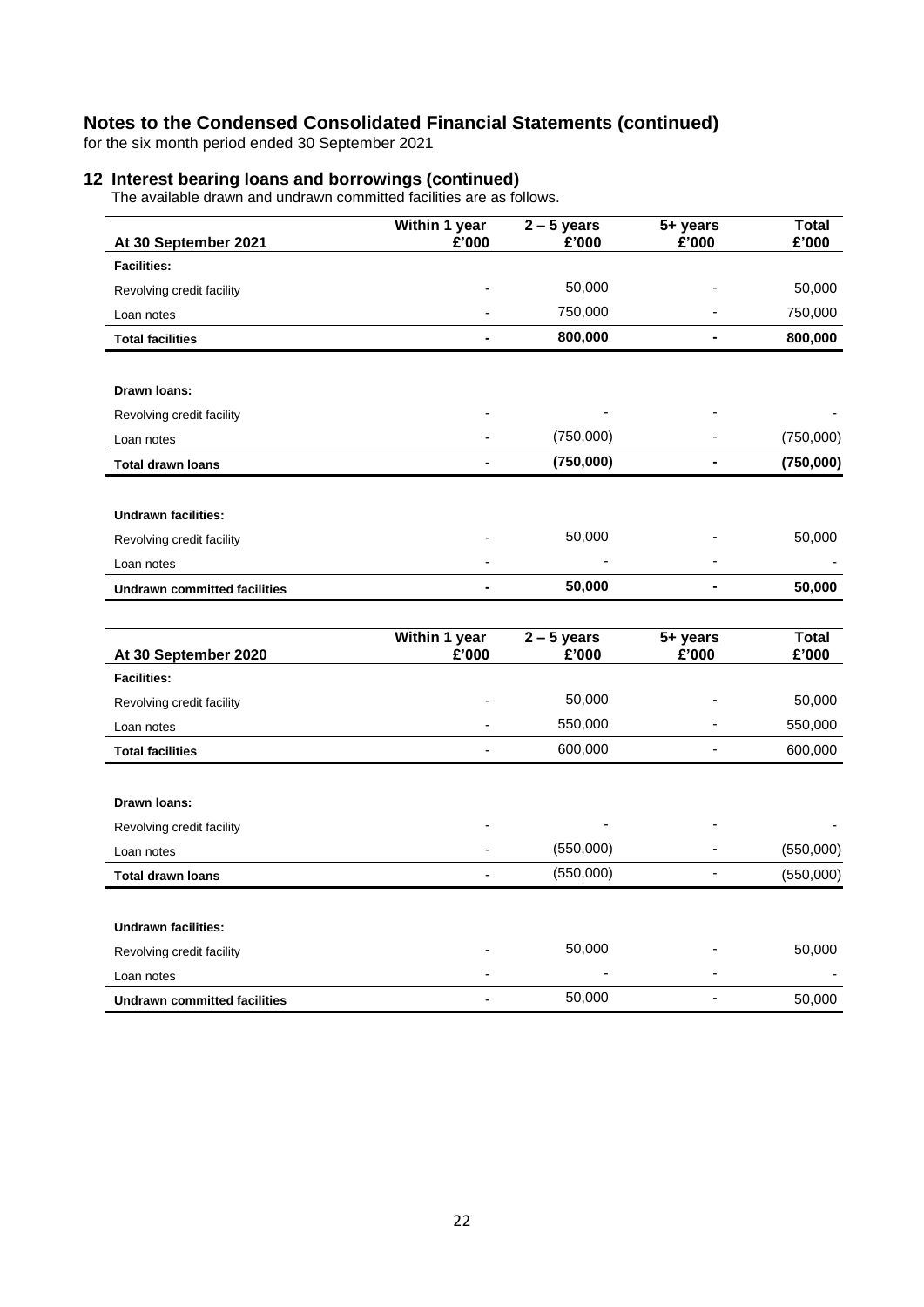# Notes to the Condensed Consolidated Financial Statements (continued)

for the six month period ended 30 September 2021

## 12 Interest bearing loans and borrowings (continued)

The available drawn and undrawn committed facilities are as follows.

| At 30 September 2021 | Within 1 year £'000 | 2 – 5 years £'000 | 5+ years £'000 | Total £'000 |
|---|---|---|---|---|
| **Facilities:** | | | | |
| Revolving credit facility | - | 50,000 | - | 50,000 |
| Loan notes | - | 750,000 | - | 750,000 |
| **Total facilities** | **-** | **800,000** | **-** | **800,000** |
| | | | | |
| **Drawn loans:** | | | | |
| Revolving credit facility | - | - | - | - |
| Loan notes | - | (750,000) | - | (750,000) |
| **Total drawn loans** | **-** | **(750,000)** | **-** | **(750,000)** |
| | | | | |
| **Undrawn facilities:** | | | | |
| Revolving credit facility | - | 50,000 | - | 50,000 |
| Loan notes | - | - | - | - |
| **Undrawn committed facilities** | **-** | **50,000** | **-** | **50,000** |

| At 30 September 2020 | Within 1 year £'000 | 2 – 5 years £'000 | 5+ years £'000 | Total £'000 |
|---|---|---|---|---|
| **Facilities:** | | | | |
| Revolving credit facility | - | 50,000 | - | 50,000 |
| Loan notes | - | 550,000 | - | 550,000 |
| **Total facilities** | - | 600,000 | - | 600,000 |
| | | | | |
| **Drawn loans:** | | | | |
| Revolving credit facility | - | - | - | - |
| Loan notes | - | (550,000) | - | (550,000) |
| **Total drawn loans** | - | (550,000) | - | (550,000) |
| | | | | |
| **Undrawn facilities:** | | | | |
| Revolving credit facility | - | 50,000 | - | 50,000 |
| Loan notes | - | - | - | - |
| **Undrawn committed facilities** | - | 50,000 | - | 50,000 |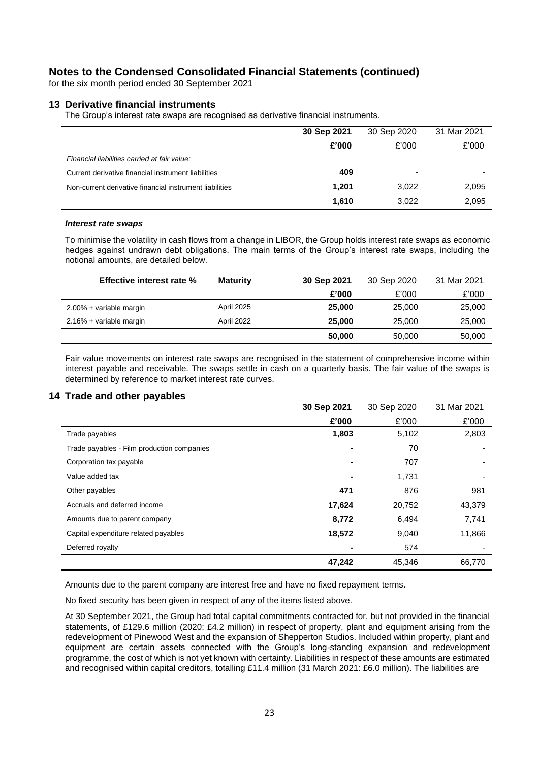# Notes to the Condensed Consolidated Financial Statements (continued)

for the six month period ended 30 September 2021

## 13 Derivative financial instruments

The Group's interest rate swaps are recognised as derivative financial instruments.

| | **30 Sep 2021** | 30 Sep 2020 | 31 Mar 2021 |
|---|---|---|---|
| | **£'000** | £'000 | £'000 |
| *Financial liabilities carried at fair value:* | | | |
| Current derivative financial instrument liabilities | **409** | - | - |
| Non-current derivative financial instrument liabilities | **1,201** | 3,022 | 2,095 |
| | **1,610** | 3,022 | 2,095 |

***Interest rate swaps***

To minimise the volatility in cash flows from a change in LIBOR, the Group holds interest rate swaps as economic hedges against undrawn debt obligations. The main terms of the Group's interest rate swaps, including the notional amounts, are detailed below.

| **Effective interest rate %** | **Maturity** | **30 Sep 2021** | 30 Sep 2020 | 31 Mar 2021 |
|---|---|---|---|---|
| | | **£'000** | £'000 | £'000 |
| 2.00% + variable margin | April 2025 | **25,000** | 25,000 | 25,000 |
| 2.16% + variable margin | April 2022 | **25,000** | 25,000 | 25,000 |
| | | **50,000** | 50,000 | 50,000 |

Fair value movements on interest rate swaps are recognised in the statement of comprehensive income within interest payable and receivable. The swaps settle in cash on a quarterly basis. The fair value of the swaps is determined by reference to market interest rate curves.

## 14 Trade and other payables

| | **30 Sep 2021** | 30 Sep 2020 | 31 Mar 2021 |
|---|---|---|---|
| | **£'000** | £'000 | £'000 |
| Trade payables | **1,803** | 5,102 | 2,803 |
| Trade payables - Film production companies | **-** | 70 | - |
| Corporation tax payable | **-** | 707 | - |
| Value added tax | **-** | 1,731 | - |
| Other payables | **471** | 876 | 981 |
| Accruals and deferred income | **17,624** | 20,752 | 43,379 |
| Amounts due to parent company | **8,772** | 6,494 | 7,741 |
| Capital expenditure related payables | **18,572** | 9,040 | 11,866 |
| Deferred royalty | **-** | 574 | - |
| | **47,242** | 45,346 | 66,770 |

Amounts due to the parent company are interest free and have no fixed repayment terms.

No fixed security has been given in respect of any of the items listed above.

At 30 September 2021, the Group had total capital commitments contracted for, but not provided in the financial statements, of £129.6 million (2020: £4.2 million) in respect of property, plant and equipment arising from the redevelopment of Pinewood West and the expansion of Shepperton Studios. Included within property, plant and equipment are certain assets connected with the Group's long-standing expansion and redevelopment programme, the cost of which is not yet known with certainty. Liabilities in respect of these amounts are estimated and recognised within capital creditors, totalling £11.4 million (31 March 2021: £6.0 million). The liabilities are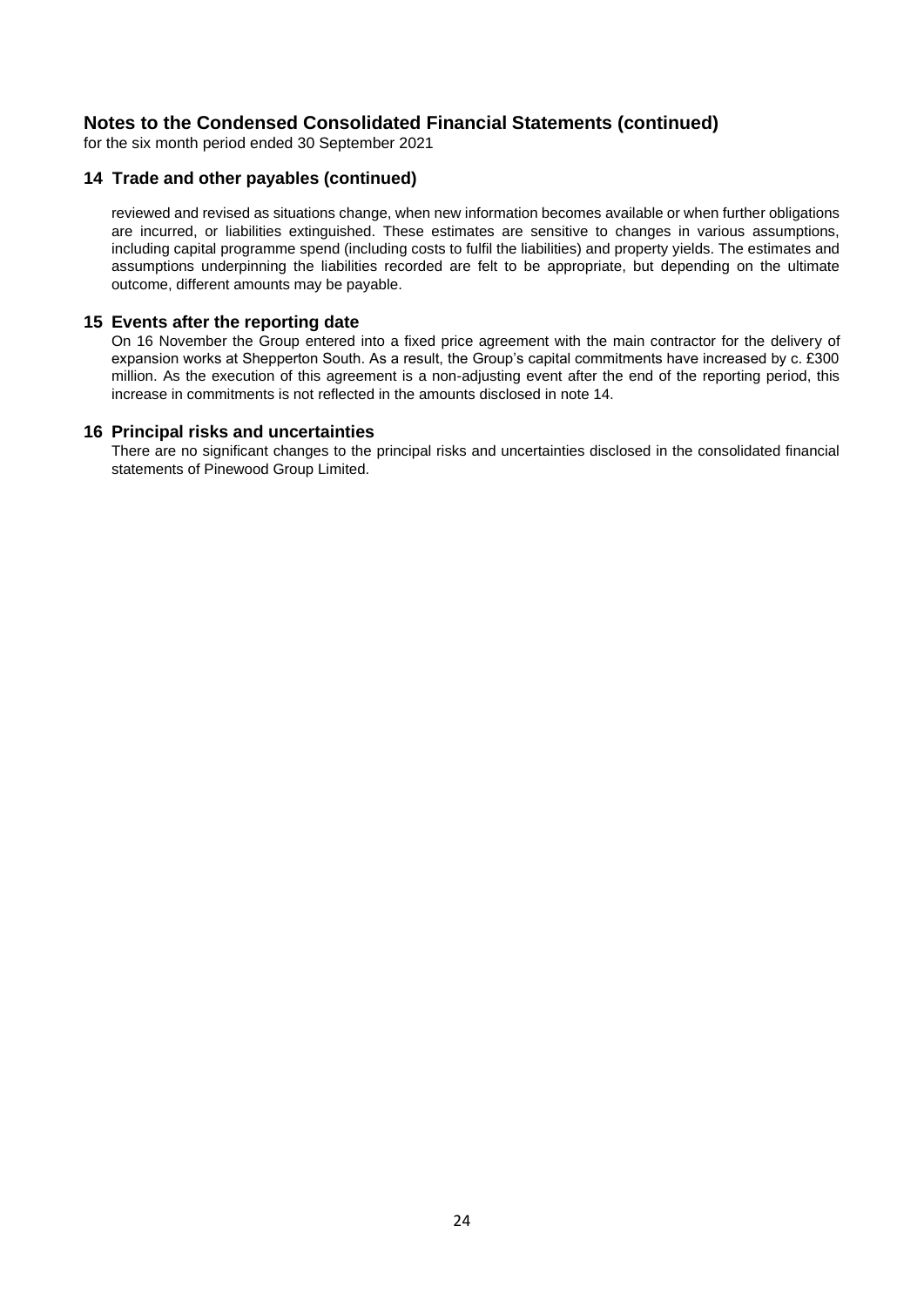# Notes to the Condensed Consolidated Financial Statements (continued)

for the six month period ended 30 September 2021

## 14 Trade and other payables (continued)

reviewed and revised as situations change, when new information becomes available or when further obligations are incurred, or liabilities extinguished. These estimates are sensitive to changes in various assumptions, including capital programme spend (including costs to fulfil the liabilities) and property yields. The estimates and assumptions underpinning the liabilities recorded are felt to be appropriate, but depending on the ultimate outcome, different amounts may be payable.

## 15 Events after the reporting date

On 16 November the Group entered into a fixed price agreement with the main contractor for the delivery of expansion works at Shepperton South. As a result, the Group's capital commitments have increased by c. £300 million. As the execution of this agreement is a non-adjusting event after the end of the reporting period, this increase in commitments is not reflected in the amounts disclosed in note 14.

## 16 Principal risks and uncertainties

There are no significant changes to the principal risks and uncertainties disclosed in the consolidated financial statements of Pinewood Group Limited.